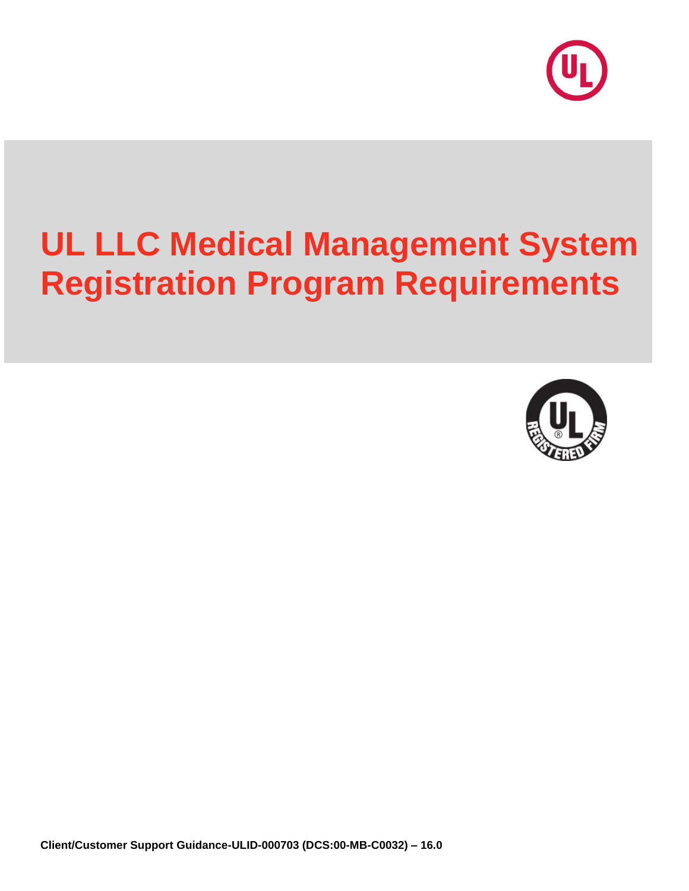# UL LLC Medical Management System Registration Program Requirements

**Client/Customer Support Guidance-ULID-000703 (DCS:00-MB-C0032) – 16.0**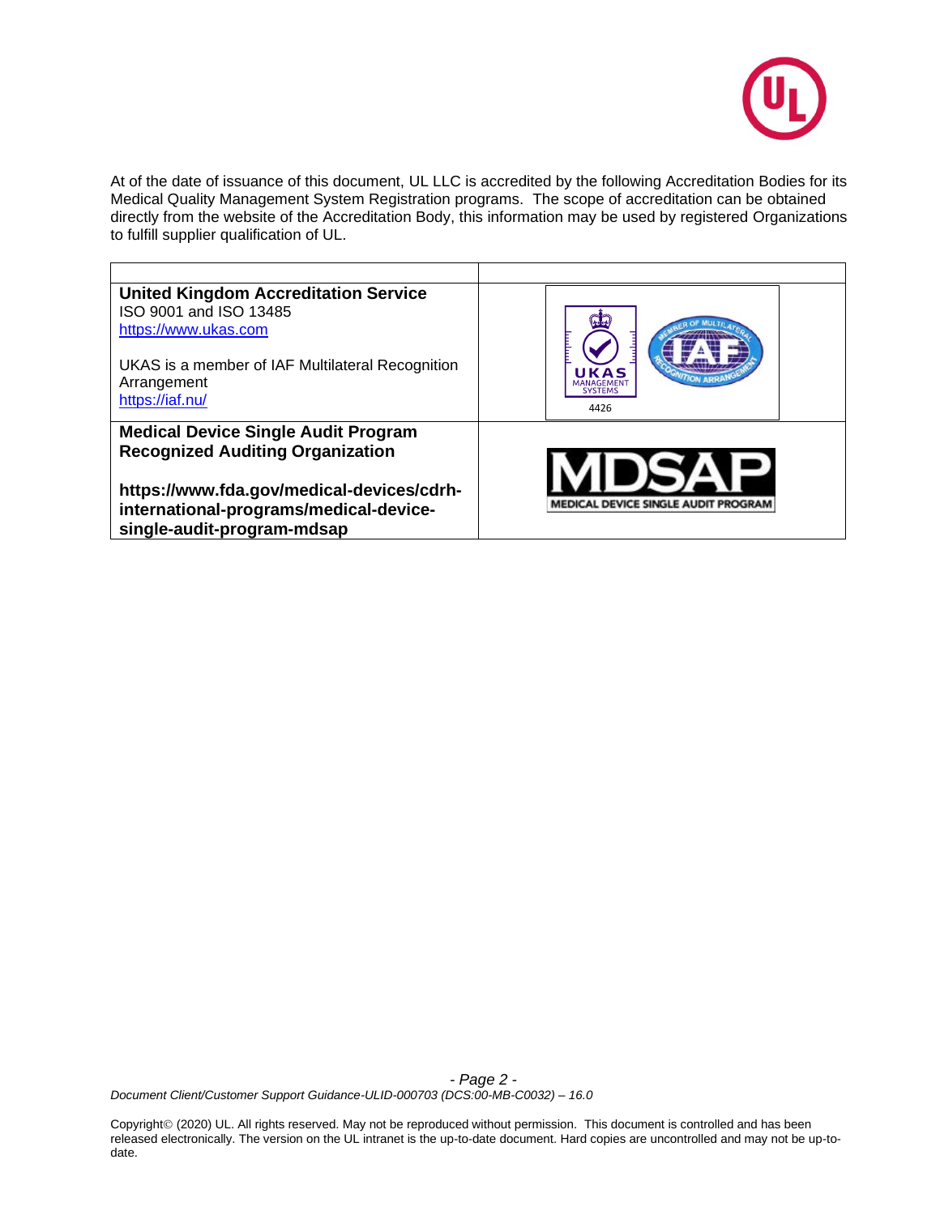At of the date of issuance of this document, UL LLC is accredited by the following Accreditation Bodies for its Medical Quality Management System Registration programs. The scope of accreditation can be obtained directly from the website of the Accreditation Body, this information may be used by registered Organizations to fulfill supplier qualification of UL.

| | |
|---|---|
| **United Kingdom Accreditation Service**<br>ISO 9001 and ISO 13485<br>https://www.ukas.com<br><br>UKAS is a member of IAF Multilateral Recognition Arrangement<br>https://iaf.nu/ | UKAS MANAGEMENT SYSTEMS 4426 |
| **Medical Device Single Audit Program Recognized Auditing Organization**<br><br>**https://www.fda.gov/medical-devices/cdrh-international-programs/medical-device-single-audit-program-mdsap** | MDSAP MEDICAL DEVICE SINGLE AUDIT PROGRAM |

*Document Client/Customer Support Guidance-ULID-000703 (DCS:00-MB-C0032) – 16.0*

Copyright© (2020) UL. All rights reserved. May not be reproduced without permission. This document is controlled and has been released electronically. The version on the UL intranet is the up-to-date document. Hard copies are uncontrolled and may not be up-to-date.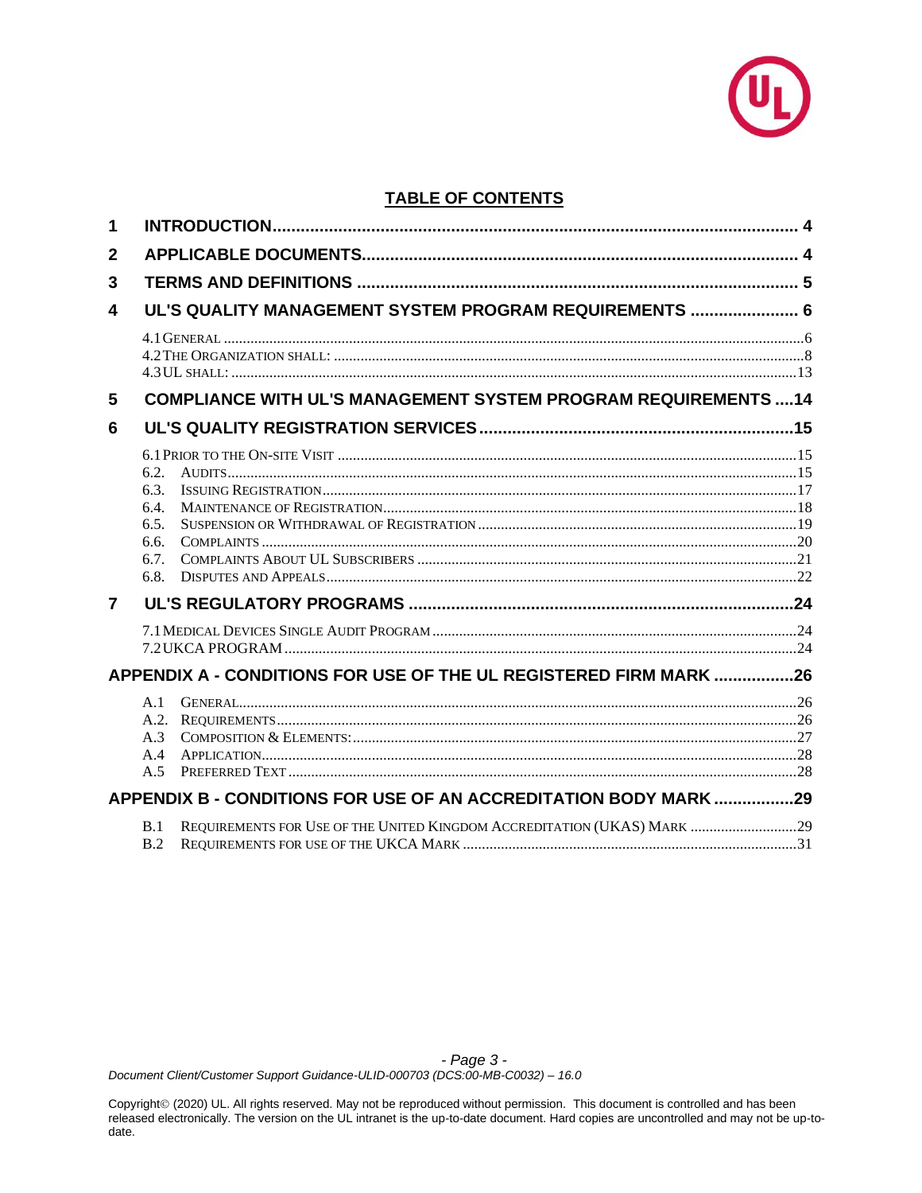## TABLE OF CONTENTS

| | | |
|---|---|---|
| **1** | **INTRODUCTION** | **4** |
| **2** | **APPLICABLE DOCUMENTS** | **4** |
| **3** | **TERMS AND DEFINITIONS** | **5** |
| **4** | **UL'S QUALITY MANAGEMENT SYSTEM PROGRAM REQUIREMENTS** | **6** |
| | 4.1 GENERAL | 6 |
| | 4.2 THE ORGANIZATION SHALL: | 8 |
| | 4.3 UL SHALL: | 13 |
| **5** | **COMPLIANCE WITH UL'S MANAGEMENT SYSTEM PROGRAM REQUIREMENTS** | **14** |
| **6** | **UL'S QUALITY REGISTRATION SERVICES** | **15** |
| | 6.1 PRIOR TO THE ON-SITE VISIT | 15 |
| | 6.2. AUDITS | 15 |
| | 6.3. ISSUING REGISTRATION | 17 |
| | 6.4. MAINTENANCE OF REGISTRATION | 18 |
| | 6.5. SUSPENSION OR WITHDRAWAL OF REGISTRATION | 19 |
| | 6.6. COMPLAINTS | 20 |
| | 6.7. COMPLAINTS ABOUT UL SUBSCRIBERS | 21 |
| | 6.8. DISPUTES AND APPEALS | 22 |
| **7** | **UL'S REGULATORY PROGRAMS** | **24** |
| | 7.1 MEDICAL DEVICES SINGLE AUDIT PROGRAM | 24 |
| | 7.2 UKCA PROGRAM | 24 |
| | **APPENDIX A - CONDITIONS FOR USE OF THE UL REGISTERED FIRM MARK** | **26** |
| | A.1 GENERAL | 26 |
| | A.2. REQUIREMENTS | 26 |
| | A.3 COMPOSITION & ELEMENTS: | 27 |
| | A.4 APPLICATION | 28 |
| | A.5 PREFERRED TEXT | 28 |
| | **APPENDIX B - CONDITIONS FOR USE OF AN ACCREDITATION BODY MARK** | **29** |
| | B.1 REQUIREMENTS FOR USE OF THE UNITED KINGDOM ACCREDITATION (UKAS) MARK | 29 |
| | B.2 REQUIREMENTS FOR USE OF THE UKCA MARK | 31 |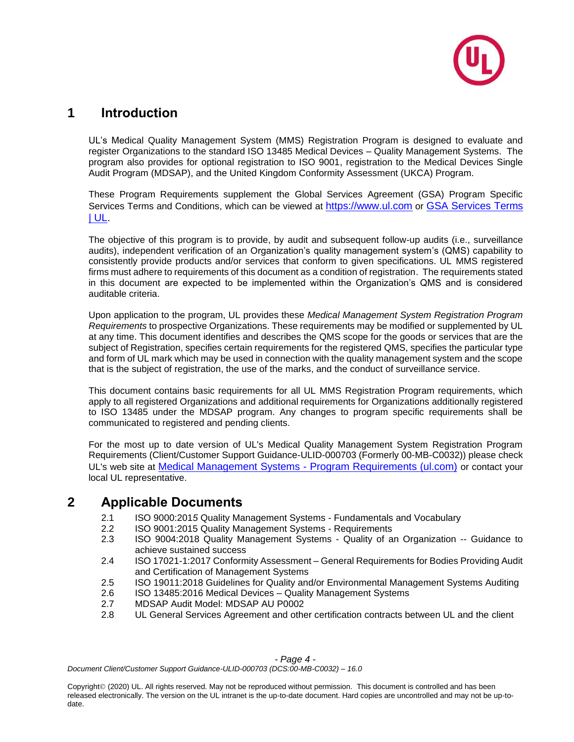# 1 Introduction

UL's Medical Quality Management System (MMS) Registration Program is designed to evaluate and register Organizations to the standard ISO 13485 Medical Devices – Quality Management Systems. The program also provides for optional registration to ISO 9001, registration to the Medical Devices Single Audit Program (MDSAP), and the United Kingdom Conformity Assessment (UKCA) Program.

These Program Requirements supplement the Global Services Agreement (GSA) Program Specific Services Terms and Conditions, which can be viewed at https://www.ul.com or GSA Services Terms | UL.

The objective of this program is to provide, by audit and subsequent follow-up audits (i.e., surveillance audits), independent verification of an Organization's quality management system's (QMS) capability to consistently provide products and/or services that conform to given specifications. UL MMS registered firms must adhere to requirements of this document as a condition of registration. The requirements stated in this document are expected to be implemented within the Organization's QMS and is considered auditable criteria.

Upon application to the program, UL provides these *Medical Management System Registration Program Requirements* to prospective Organizations. These requirements may be modified or supplemented by UL at any time. This document identifies and describes the QMS scope for the goods or services that are the subject of Registration, specifies certain requirements for the registered QMS, specifies the particular type and form of UL mark which may be used in connection with the quality management system and the scope that is the subject of registration, the use of the marks, and the conduct of surveillance service.

This document contains basic requirements for all UL MMS Registration Program requirements, which apply to all registered Organizations and additional requirements for Organizations additionally registered to ISO 13485 under the MDSAP program. Any changes to program specific requirements shall be communicated to registered and pending clients.

For the most up to date version of UL's Medical Quality Management System Registration Program Requirements (Client/Customer Support Guidance-ULID-000703 (Formerly 00-MB-C0032)) please check UL's web site at Medical Management Systems - Program Requirements (ul.com) or contact your local UL representative.

# 2 Applicable Documents

2.1 ISO 9000:2015 Quality Management Systems - Fundamentals and Vocabulary
2.2 ISO 9001:2015 Quality Management Systems - Requirements
2.3 ISO 9004:2018 Quality Management Systems - Quality of an Organization -- Guidance to achieve sustained success
2.4 ISO 17021-1:2017 Conformity Assessment – General Requirements for Bodies Providing Audit and Certification of Management Systems
2.5 ISO 19011:2018 Guidelines for Quality and/or Environmental Management Systems Auditing
2.6 ISO 13485:2016 Medical Devices – Quality Management Systems
2.7 MDSAP Audit Model: MDSAP AU P0002
2.8 UL General Services Agreement and other certification contracts between UL and the client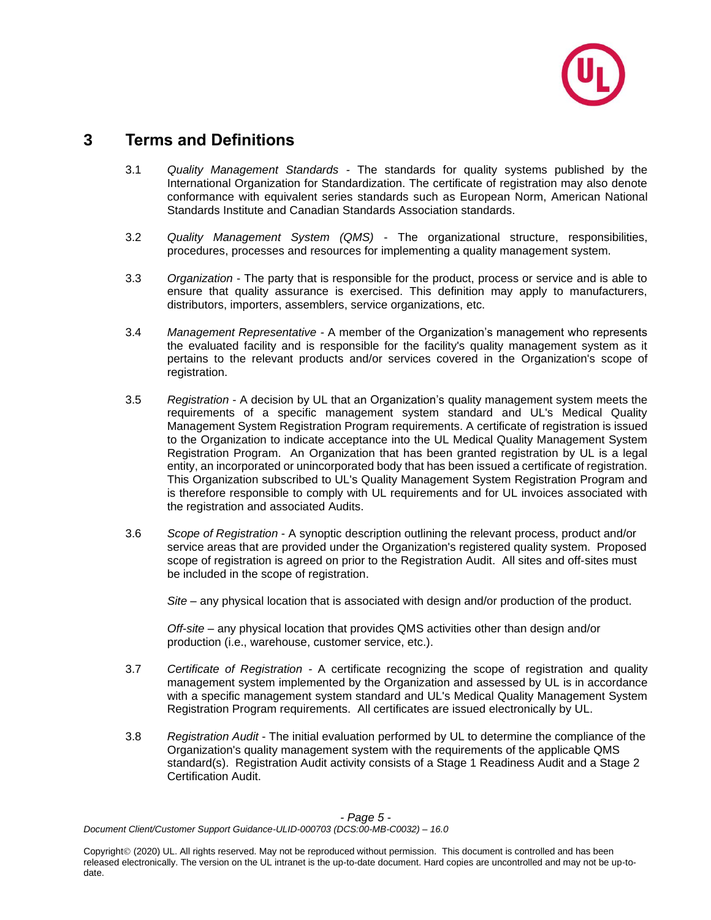# 3 Terms and Definitions

3.1 *Quality Management Standards* - The standards for quality systems published by the International Organization for Standardization. The certificate of registration may also denote conformance with equivalent series standards such as European Norm, American National Standards Institute and Canadian Standards Association standards.

3.2 *Quality Management System (QMS)* - The organizational structure, responsibilities, procedures, processes and resources for implementing a quality management system.

3.3 *Organization* - The party that is responsible for the product, process or service and is able to ensure that quality assurance is exercised. This definition may apply to manufacturers, distributors, importers, assemblers, service organizations, etc.

3.4 *Management Representative* - A member of the Organization's management who represents the evaluated facility and is responsible for the facility's quality management system as it pertains to the relevant products and/or services covered in the Organization's scope of registration.

3.5 *Registration* - A decision by UL that an Organization's quality management system meets the requirements of a specific management system standard and UL's Medical Quality Management System Registration Program requirements. A certificate of registration is issued to the Organization to indicate acceptance into the UL Medical Quality Management System Registration Program. An Organization that has been granted registration by UL is a legal entity, an incorporated or unincorporated body that has been issued a certificate of registration. This Organization subscribed to UL's Quality Management System Registration Program and is therefore responsible to comply with UL requirements and for UL invoices associated with the registration and associated Audits.

3.6 *Scope of Registration* - A synoptic description outlining the relevant process, product and/or service areas that are provided under the Organization's registered quality system. Proposed scope of registration is agreed on prior to the Registration Audit. All sites and off-sites must be included in the scope of registration.

*Site* – any physical location that is associated with design and/or production of the product.

*Off-site* – any physical location that provides QMS activities other than design and/or production (i.e., warehouse, customer service, etc.).

3.7 *Certificate of Registration* - A certificate recognizing the scope of registration and quality management system implemented by the Organization and assessed by UL is in accordance with a specific management system standard and UL's Medical Quality Management System Registration Program requirements. All certificates are issued electronically by UL.

3.8 *Registration Audit* - The initial evaluation performed by UL to determine the compliance of the Organization's quality management system with the requirements of the applicable QMS standard(s). Registration Audit activity consists of a Stage 1 Readiness Audit and a Stage 2 Certification Audit.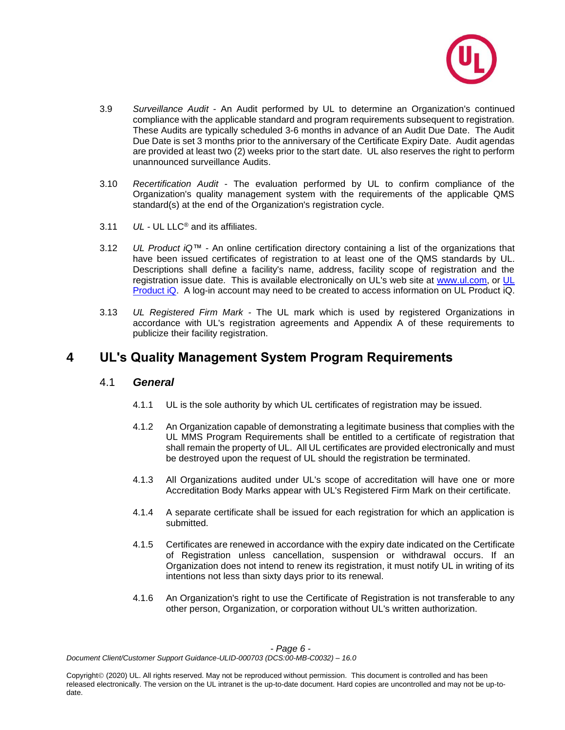3.9 *Surveillance Audit* - An Audit performed by UL to determine an Organization's continued compliance with the applicable standard and program requirements subsequent to registration. These Audits are typically scheduled 3-6 months in advance of an Audit Due Date. The Audit Due Date is set 3 months prior to the anniversary of the Certificate Expiry Date. Audit agendas are provided at least two (2) weeks prior to the start date. UL also reserves the right to perform unannounced surveillance Audits.

3.10 *Recertification Audit* - The evaluation performed by UL to confirm compliance of the Organization's quality management system with the requirements of the applicable QMS standard(s) at the end of the Organization's registration cycle.

3.11 *UL* - UL LLC® and its affiliates.

3.12 *UL Product iQ*™ - An online certification directory containing a list of the organizations that have been issued certificates of registration to at least one of the QMS standards by UL. Descriptions shall define a facility's name, address, facility scope of registration and the registration issue date. This is available electronically on UL's web site at [www.ul.com](www.ul.com), or [UL Product iQ](). A log-in account may need to be created to access information on UL Product iQ.

3.13 *UL Registered Firm Mark* - The UL mark which is used by registered Organizations in accordance with UL's registration agreements and Appendix A of these requirements to publicize their facility registration.

# 4 UL's Quality Management System Program Requirements

## 4.1 *General*

4.1.1 UL is the sole authority by which UL certificates of registration may be issued.

4.1.2 An Organization capable of demonstrating a legitimate business that complies with the UL MMS Program Requirements shall be entitled to a certificate of registration that shall remain the property of UL. All UL certificates are provided electronically and must be destroyed upon the request of UL should the registration be terminated.

4.1.3 All Organizations audited under UL's scope of accreditation will have one or more Accreditation Body Marks appear with UL's Registered Firm Mark on their certificate.

4.1.4 A separate certificate shall be issued for each registration for which an application is submitted.

4.1.5 Certificates are renewed in accordance with the expiry date indicated on the Certificate of Registration unless cancellation, suspension or withdrawal occurs. If an Organization does not intend to renew its registration, it must notify UL in writing of its intentions not less than sixty days prior to its renewal.

4.1.6 An Organization's right to use the Certificate of Registration is not transferable to any other person, Organization, or corporation without UL's written authorization.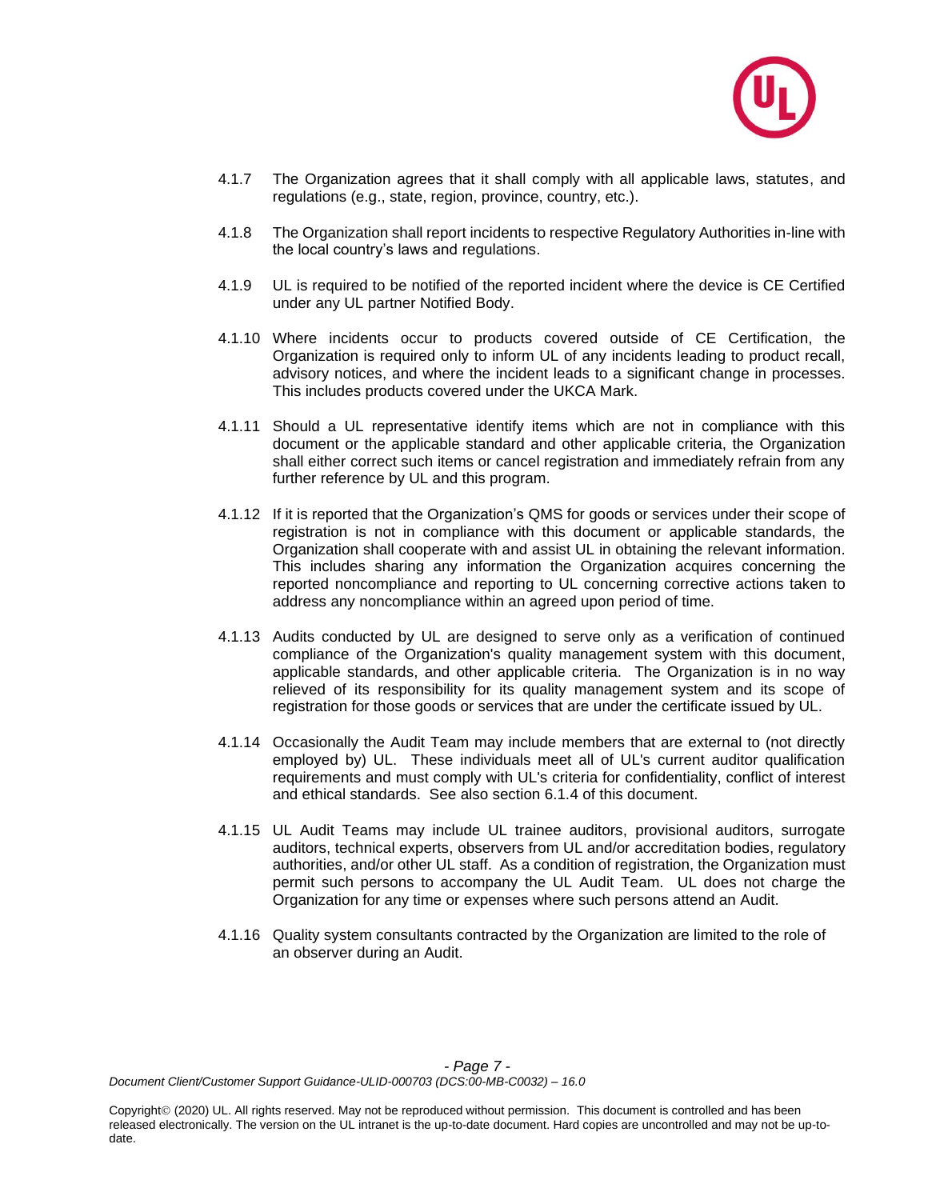4.1.7 The Organization agrees that it shall comply with all applicable laws, statutes, and regulations (e.g., state, region, province, country, etc.).

4.1.8 The Organization shall report incidents to respective Regulatory Authorities in-line with the local country's laws and regulations.

4.1.9 UL is required to be notified of the reported incident where the device is CE Certified under any UL partner Notified Body.

4.1.10 Where incidents occur to products covered outside of CE Certification, the Organization is required only to inform UL of any incidents leading to product recall, advisory notices, and where the incident leads to a significant change in processes. This includes products covered under the UKCA Mark.

4.1.11 Should a UL representative identify items which are not in compliance with this document or the applicable standard and other applicable criteria, the Organization shall either correct such items or cancel registration and immediately refrain from any further reference by UL and this program.

4.1.12 If it is reported that the Organization's QMS for goods or services under their scope of registration is not in compliance with this document or applicable standards, the Organization shall cooperate with and assist UL in obtaining the relevant information. This includes sharing any information the Organization acquires concerning the reported noncompliance and reporting to UL concerning corrective actions taken to address any noncompliance within an agreed upon period of time.

4.1.13 Audits conducted by UL are designed to serve only as a verification of continued compliance of the Organization's quality management system with this document, applicable standards, and other applicable criteria. The Organization is in no way relieved of its responsibility for its quality management system and its scope of registration for those goods or services that are under the certificate issued by UL.

4.1.14 Occasionally the Audit Team may include members that are external to (not directly employed by) UL. These individuals meet all of UL's current auditor qualification requirements and must comply with UL's criteria for confidentiality, conflict of interest and ethical standards. See also section 6.1.4 of this document.

4.1.15 UL Audit Teams may include UL trainee auditors, provisional auditors, surrogate auditors, technical experts, observers from UL and/or accreditation bodies, regulatory authorities, and/or other UL staff. As a condition of registration, the Organization must permit such persons to accompany the UL Audit Team. UL does not charge the Organization for any time or expenses where such persons attend an Audit.

4.1.16 Quality system consultants contracted by the Organization are limited to the role of an observer during an Audit.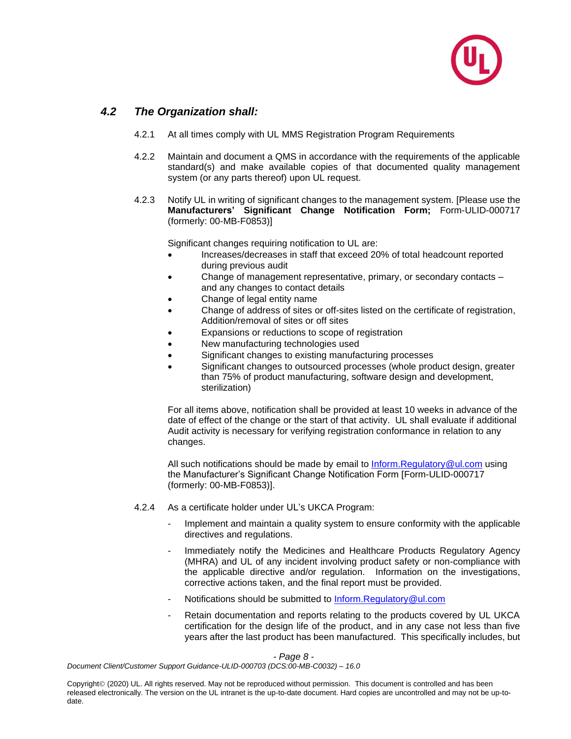### *4.2 The Organization shall:*

4.2.1 At all times comply with UL MMS Registration Program Requirements

4.2.2 Maintain and document a QMS in accordance with the requirements of the applicable standard(s) and make available copies of that documented quality management system (or any parts thereof) upon UL request.

4.2.3 Notify UL in writing of significant changes to the management system. [Please use the **Manufacturers' Significant Change Notification Form;** Form-ULID-000717 (formerly: 00-MB-F0853)]

Significant changes requiring notification to UL are:

- Increases/decreases in staff that exceed 20% of total headcount reported during previous audit
- Change of management representative, primary, or secondary contacts – and any changes to contact details
- Change of legal entity name
- Change of address of sites or off-sites listed on the certificate of registration, Addition/removal of sites or off sites
- Expansions or reductions to scope of registration
- New manufacturing technologies used
- Significant changes to existing manufacturing processes
- Significant changes to outsourced processes (whole product design, greater than 75% of product manufacturing, software design and development, sterilization)

For all items above, notification shall be provided at least 10 weeks in advance of the date of effect of the change or the start of that activity. UL shall evaluate if additional Audit activity is necessary for verifying registration conformance in relation to any changes.

All such notifications should be made by email to Inform.Regulatory@ul.com using the Manufacturer's Significant Change Notification Form [Form-ULID-000717 (formerly: 00-MB-F0853)].

4.2.4 As a certificate holder under UL's UKCA Program:

- Implement and maintain a quality system to ensure conformity with the applicable directives and regulations.
- Immediately notify the Medicines and Healthcare Products Regulatory Agency (MHRA) and UL of any incident involving product safety or non-compliance with the applicable directive and/or regulation. Information on the investigations, corrective actions taken, and the final report must be provided.
- Notifications should be submitted to Inform.Regulatory@ul.com
- Retain documentation and reports relating to the products covered by UL UKCA certification for the design life of the product, and in any case not less than five years after the last product has been manufactured. This specifically includes, but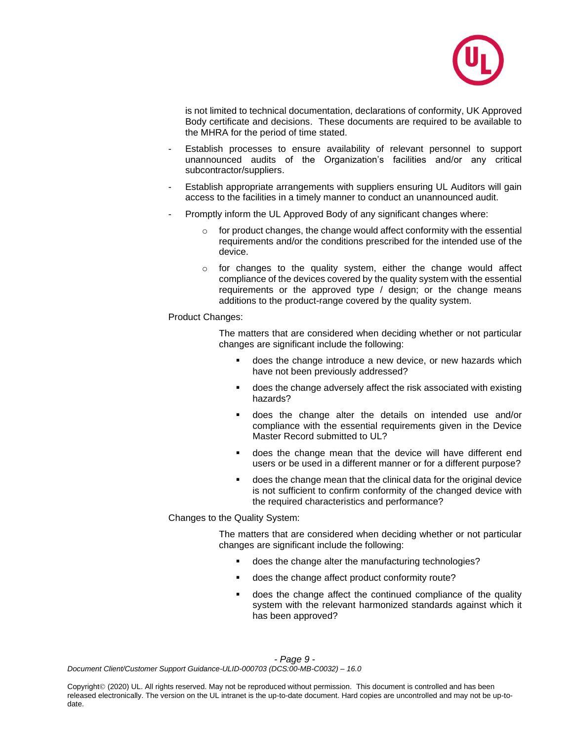is not limited to technical documentation, declarations of conformity, UK Approved Body certificate and decisions. These documents are required to be available to the MHRA for the period of time stated.

- Establish processes to ensure availability of relevant personnel to support unannounced audits of the Organization's facilities and/or any critical subcontractor/suppliers.
- Establish appropriate arrangements with suppliers ensuring UL Auditors will gain access to the facilities in a timely manner to conduct an unannounced audit.
- Promptly inform the UL Approved Body of any significant changes where:
    - for product changes, the change would affect conformity with the essential requirements and/or the conditions prescribed for the intended use of the device.
    - for changes to the quality system, either the change would affect compliance of the devices covered by the quality system with the essential requirements or the approved type / design; or the change means additions to the product-range covered by the quality system.

Product Changes:

The matters that are considered when deciding whether or not particular changes are significant include the following:

- does the change introduce a new device, or new hazards which have not been previously addressed?
- does the change adversely affect the risk associated with existing hazards?
- does the change alter the details on intended use and/or compliance with the essential requirements given in the Device Master Record submitted to UL?
- does the change mean that the device will have different end users or be used in a different manner or for a different purpose?
- does the change mean that the clinical data for the original device is not sufficient to confirm conformity of the changed device with the required characteristics and performance?

Changes to the Quality System:

The matters that are considered when deciding whether or not particular changes are significant include the following:

- does the change alter the manufacturing technologies?
- does the change affect product conformity route?
- does the change affect the continued compliance of the quality system with the relevant harmonized standards against which it has been approved?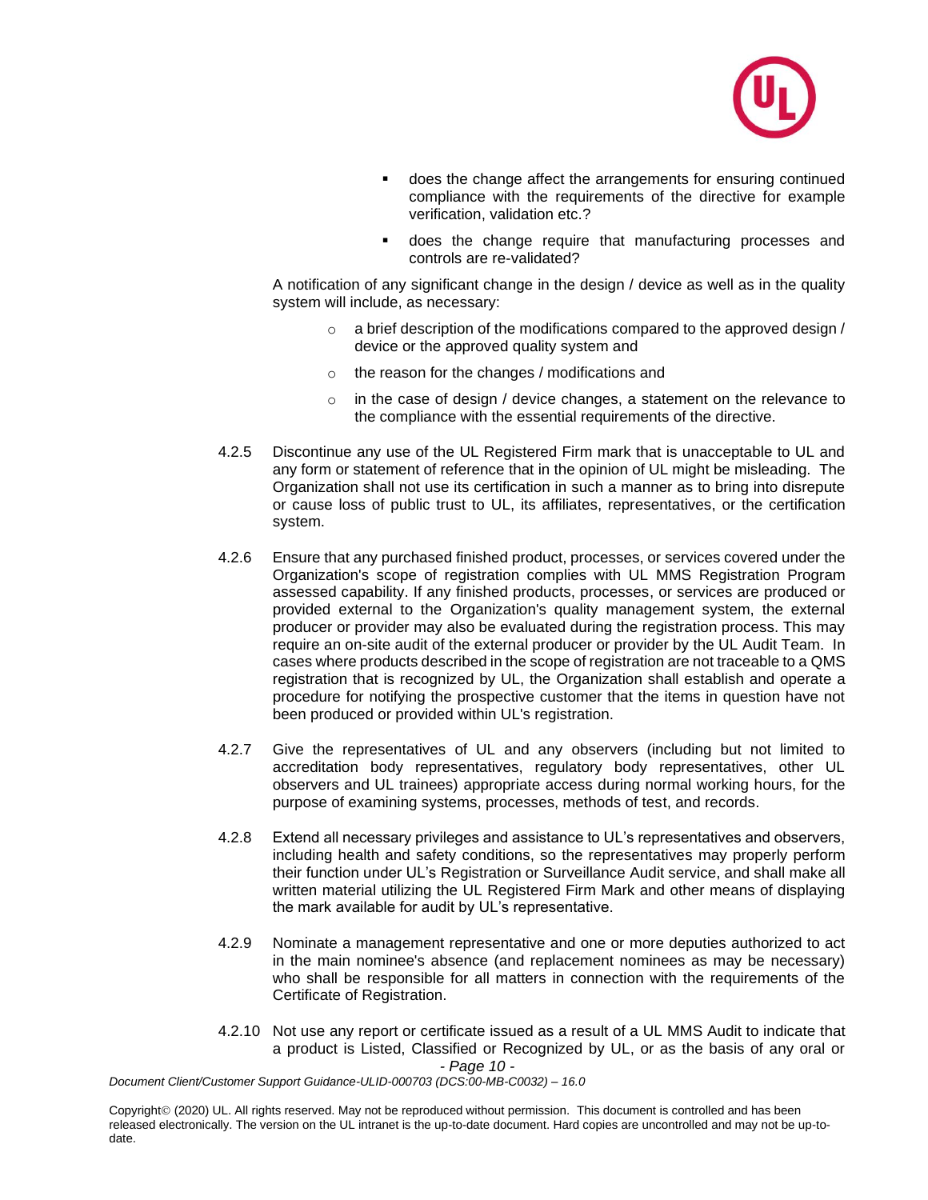- does the change affect the arrangements for ensuring continued compliance with the requirements of the directive for example verification, validation etc.?
- does the change require that manufacturing processes and controls are re-validated?

A notification of any significant change in the design / device as well as in the quality system will include, as necessary:

- a brief description of the modifications compared to the approved design / device or the approved quality system and
- the reason for the changes / modifications and
- in the case of design / device changes, a statement on the relevance to the compliance with the essential requirements of the directive.

4.2.5 Discontinue any use of the UL Registered Firm mark that is unacceptable to UL and any form or statement of reference that in the opinion of UL might be misleading. The Organization shall not use its certification in such a manner as to bring into disrepute or cause loss of public trust to UL, its affiliates, representatives, or the certification system.

4.2.6 Ensure that any purchased finished product, processes, or services covered under the Organization's scope of registration complies with UL MMS Registration Program assessed capability. If any finished products, processes, or services are produced or provided external to the Organization's quality management system, the external producer or provider may also be evaluated during the registration process. This may require an on-site audit of the external producer or provider by the UL Audit Team. In cases where products described in the scope of registration are not traceable to a QMS registration that is recognized by UL, the Organization shall establish and operate a procedure for notifying the prospective customer that the items in question have not been produced or provided within UL's registration.

4.2.7 Give the representatives of UL and any observers (including but not limited to accreditation body representatives, regulatory body representatives, other UL observers and UL trainees) appropriate access during normal working hours, for the purpose of examining systems, processes, methods of test, and records.

4.2.8 Extend all necessary privileges and assistance to UL's representatives and observers, including health and safety conditions, so the representatives may properly perform their function under UL's Registration or Surveillance Audit service, and shall make all written material utilizing the UL Registered Firm Mark and other means of displaying the mark available for audit by UL's representative.

4.2.9 Nominate a management representative and one or more deputies authorized to act in the main nominee's absence (and replacement nominees as may be necessary) who shall be responsible for all matters in connection with the requirements of the Certificate of Registration.

4.2.10 Not use any report or certificate issued as a result of a UL MMS Audit to indicate that a product is Listed, Classified or Recognized by UL, or as the basis of any oral or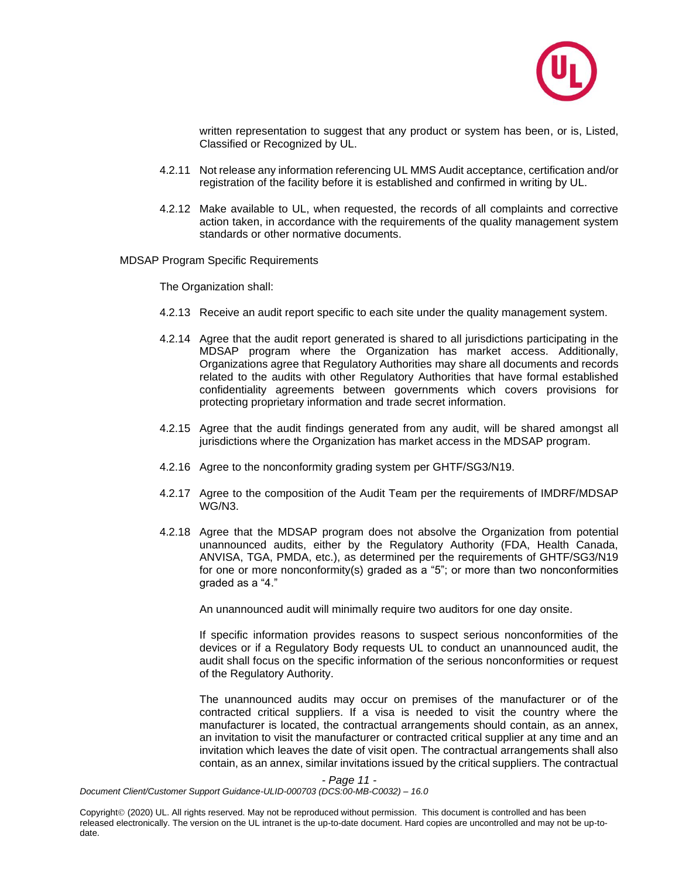written representation to suggest that any product or system has been, or is, Listed, Classified or Recognized by UL.

4.2.11 Not release any information referencing UL MMS Audit acceptance, certification and/or registration of the facility before it is established and confirmed in writing by UL.

4.2.12 Make available to UL, when requested, the records of all complaints and corrective action taken, in accordance with the requirements of the quality management system standards or other normative documents.

MDSAP Program Specific Requirements

The Organization shall:

4.2.13 Receive an audit report specific to each site under the quality management system.

4.2.14 Agree that the audit report generated is shared to all jurisdictions participating in the MDSAP program where the Organization has market access. Additionally, Organizations agree that Regulatory Authorities may share all documents and records related to the audits with other Regulatory Authorities that have formal established confidentiality agreements between governments which covers provisions for protecting proprietary information and trade secret information.

4.2.15 Agree that the audit findings generated from any audit, will be shared amongst all jurisdictions where the Organization has market access in the MDSAP program.

4.2.16 Agree to the nonconformity grading system per GHTF/SG3/N19.

4.2.17 Agree to the composition of the Audit Team per the requirements of IMDRF/MDSAP WG/N3.

4.2.18 Agree that the MDSAP program does not absolve the Organization from potential unannounced audits, either by the Regulatory Authority (FDA, Health Canada, ANVISA, TGA, PMDA, etc.), as determined per the requirements of GHTF/SG3/N19 for one or more nonconformity(s) graded as a "5"; or more than two nonconformities graded as a "4."

An unannounced audit will minimally require two auditors for one day onsite.

If specific information provides reasons to suspect serious nonconformities of the devices or if a Regulatory Body requests UL to conduct an unannounced audit, the audit shall focus on the specific information of the serious nonconformities or request of the Regulatory Authority.

The unannounced audits may occur on premises of the manufacturer or of the contracted critical suppliers. If a visa is needed to visit the country where the manufacturer is located, the contractual arrangements should contain, as an annex, an invitation to visit the manufacturer or contracted critical supplier at any time and an invitation which leaves the date of visit open. The contractual arrangements shall also contain, as an annex, similar invitations issued by the critical suppliers. The contractual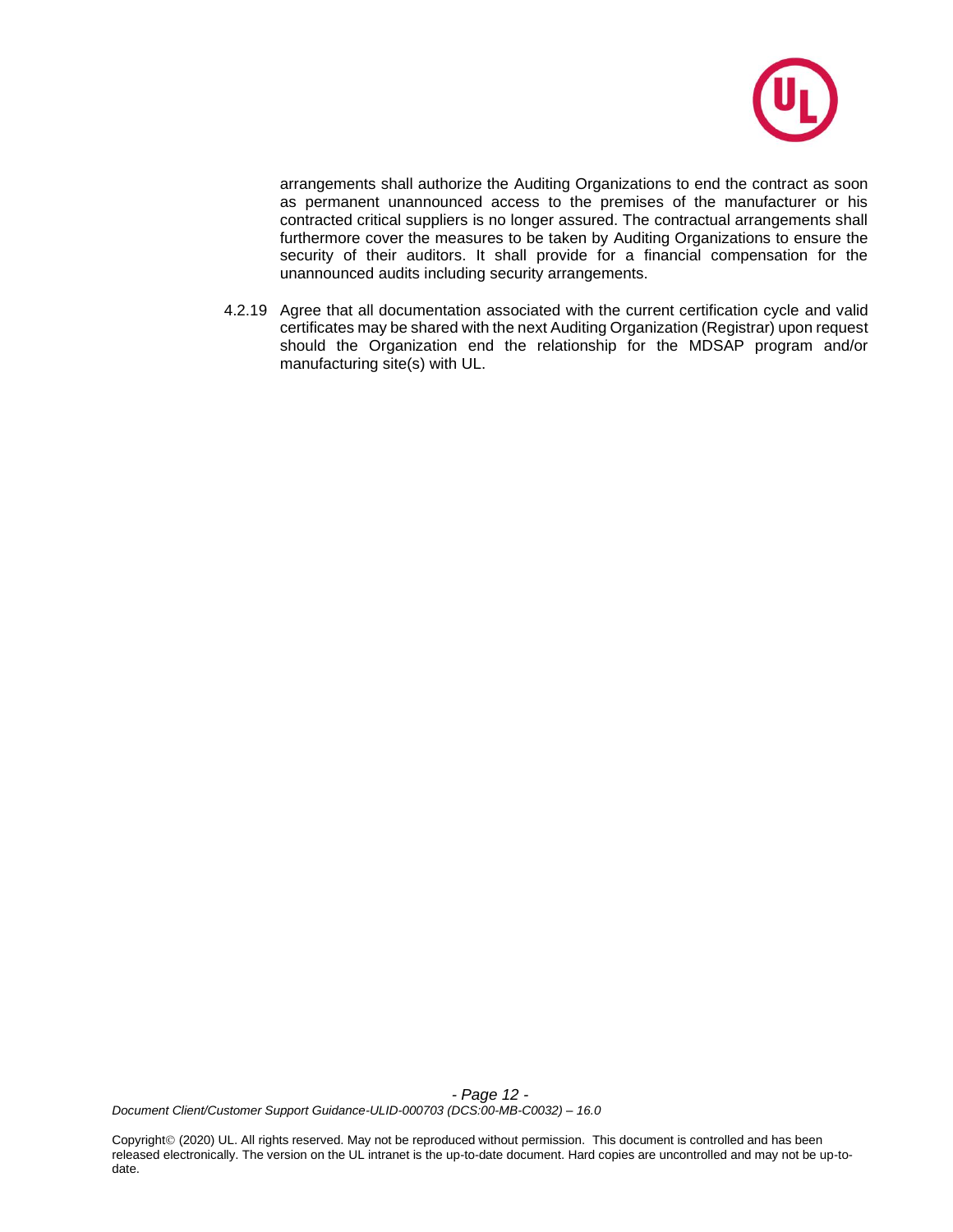arrangements shall authorize the Auditing Organizations to end the contract as soon as permanent unannounced access to the premises of the manufacturer or his contracted critical suppliers is no longer assured. The contractual arrangements shall furthermore cover the measures to be taken by Auditing Organizations to ensure the security of their auditors. It shall provide for a financial compensation for the unannounced audits including security arrangements.

4.2.19 Agree that all documentation associated with the current certification cycle and valid certificates may be shared with the next Auditing Organization (Registrar) upon request should the Organization end the relationship for the MDSAP program and/or manufacturing site(s) with UL.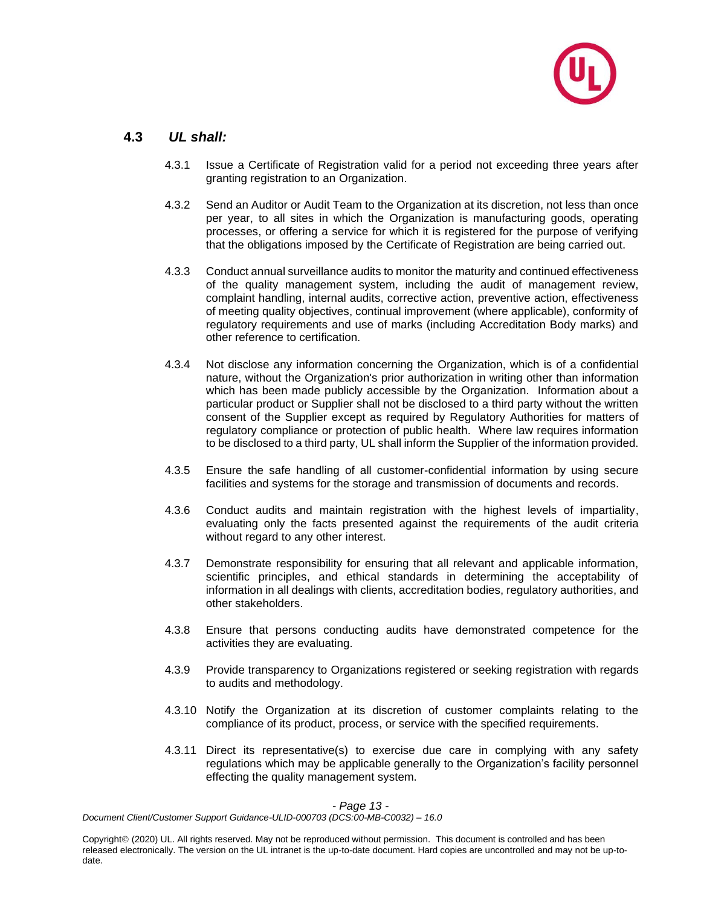### 4.3 *UL shall:*

4.3.1 Issue a Certificate of Registration valid for a period not exceeding three years after granting registration to an Organization.

4.3.2 Send an Auditor or Audit Team to the Organization at its discretion, not less than once per year, to all sites in which the Organization is manufacturing goods, operating processes, or offering a service for which it is registered for the purpose of verifying that the obligations imposed by the Certificate of Registration are being carried out.

4.3.3 Conduct annual surveillance audits to monitor the maturity and continued effectiveness of the quality management system, including the audit of management review, complaint handling, internal audits, corrective action, preventive action, effectiveness of meeting quality objectives, continual improvement (where applicable), conformity of regulatory requirements and use of marks (including Accreditation Body marks) and other reference to certification.

4.3.4 Not disclose any information concerning the Organization, which is of a confidential nature, without the Organization's prior authorization in writing other than information which has been made publicly accessible by the Organization. Information about a particular product or Supplier shall not be disclosed to a third party without the written consent of the Supplier except as required by Regulatory Authorities for matters of regulatory compliance or protection of public health. Where law requires information to be disclosed to a third party, UL shall inform the Supplier of the information provided.

4.3.5 Ensure the safe handling of all customer-confidential information by using secure facilities and systems for the storage and transmission of documents and records.

4.3.6 Conduct audits and maintain registration with the highest levels of impartiality, evaluating only the facts presented against the requirements of the audit criteria without regard to any other interest.

4.3.7 Demonstrate responsibility for ensuring that all relevant and applicable information, scientific principles, and ethical standards in determining the acceptability of information in all dealings with clients, accreditation bodies, regulatory authorities, and other stakeholders.

4.3.8 Ensure that persons conducting audits have demonstrated competence for the activities they are evaluating.

4.3.9 Provide transparency to Organizations registered or seeking registration with regards to audits and methodology.

4.3.10 Notify the Organization at its discretion of customer complaints relating to the compliance of its product, process, or service with the specified requirements.

4.3.11 Direct its representative(s) to exercise due care in complying with any safety regulations which may be applicable generally to the Organization's facility personnel effecting the quality management system.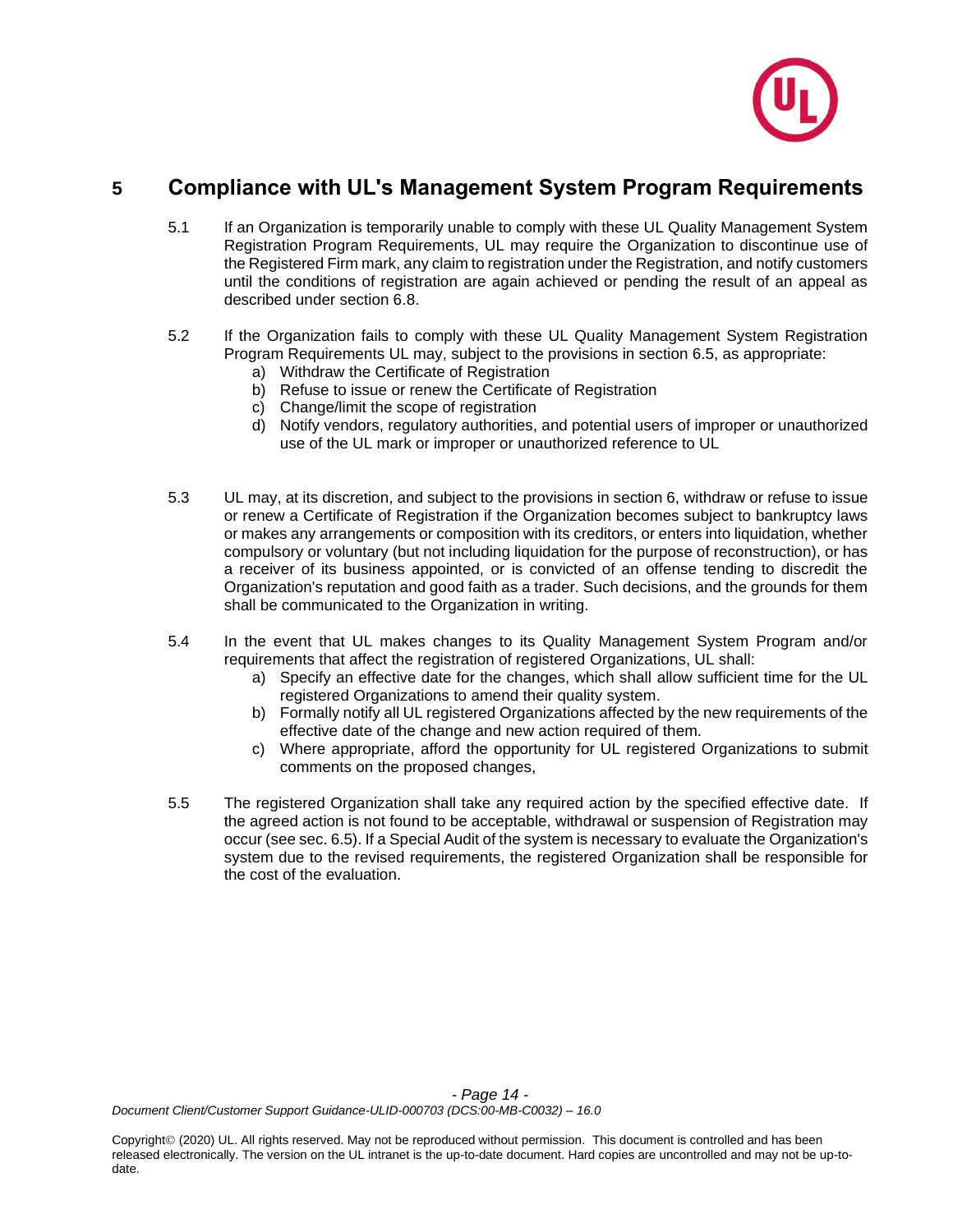## 5 Compliance with UL's Management System Program Requirements

5.1 If an Organization is temporarily unable to comply with these UL Quality Management System Registration Program Requirements, UL may require the Organization to discontinue use of the Registered Firm mark, any claim to registration under the Registration, and notify customers until the conditions of registration are again achieved or pending the result of an appeal as described under section 6.8.

5.2 If the Organization fails to comply with these UL Quality Management System Registration Program Requirements UL may, subject to the provisions in section 6.5, as appropriate:

a) Withdraw the Certificate of Registration
b) Refuse to issue or renew the Certificate of Registration
c) Change/limit the scope of registration
d) Notify vendors, regulatory authorities, and potential users of improper or unauthorized use of the UL mark or improper or unauthorized reference to UL

5.3 UL may, at its discretion, and subject to the provisions in section 6, withdraw or refuse to issue or renew a Certificate of Registration if the Organization becomes subject to bankruptcy laws or makes any arrangements or composition with its creditors, or enters into liquidation, whether compulsory or voluntary (but not including liquidation for the purpose of reconstruction), or has a receiver of its business appointed, or is convicted of an offense tending to discredit the Organization's reputation and good faith as a trader. Such decisions, and the grounds for them shall be communicated to the Organization in writing.

5.4 In the event that UL makes changes to its Quality Management System Program and/or requirements that affect the registration of registered Organizations, UL shall:

a) Specify an effective date for the changes, which shall allow sufficient time for the UL registered Organizations to amend their quality system.
b) Formally notify all UL registered Organizations affected by the new requirements of the effective date of the change and new action required of them.
c) Where appropriate, afford the opportunity for UL registered Organizations to submit comments on the proposed changes,

5.5 The registered Organization shall take any required action by the specified effective date. If the agreed action is not found to be acceptable, withdrawal or suspension of Registration may occur (see sec. 6.5). If a Special Audit of the system is necessary to evaluate the Organization's system due to the revised requirements, the registered Organization shall be responsible for the cost of the evaluation.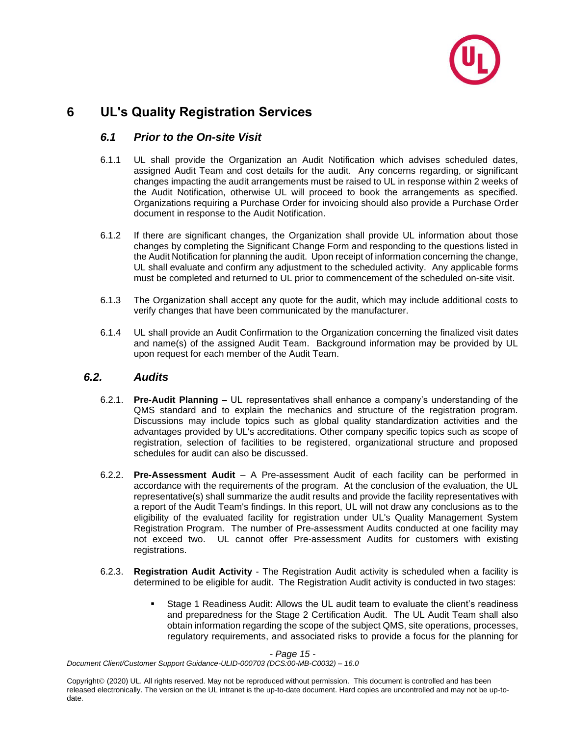# 6 UL's Quality Registration Services

## *6.1 Prior to the On-site Visit*

6.1.1 UL shall provide the Organization an Audit Notification which advises scheduled dates, assigned Audit Team and cost details for the audit. Any concerns regarding, or significant changes impacting the audit arrangements must be raised to UL in response within 2 weeks of the Audit Notification, otherwise UL will proceed to book the arrangements as specified. Organizations requiring a Purchase Order for invoicing should also provide a Purchase Order document in response to the Audit Notification.

6.1.2 If there are significant changes, the Organization shall provide UL information about those changes by completing the Significant Change Form and responding to the questions listed in the Audit Notification for planning the audit. Upon receipt of information concerning the change, UL shall evaluate and confirm any adjustment to the scheduled activity. Any applicable forms must be completed and returned to UL prior to commencement of the scheduled on-site visit.

6.1.3 The Organization shall accept any quote for the audit, which may include additional costs to verify changes that have been communicated by the manufacturer.

6.1.4 UL shall provide an Audit Confirmation to the Organization concerning the finalized visit dates and name(s) of the assigned Audit Team. Background information may be provided by UL upon request for each member of the Audit Team.

## *6.2. Audits*

6.2.1. **Pre-Audit Planning –** UL representatives shall enhance a company's understanding of the QMS standard and to explain the mechanics and structure of the registration program. Discussions may include topics such as global quality standardization activities and the advantages provided by UL's accreditations. Other company specific topics such as scope of registration, selection of facilities to be registered, organizational structure and proposed schedules for audit can also be discussed.

6.2.2. **Pre-Assessment Audit** – A Pre-assessment Audit of each facility can be performed in accordance with the requirements of the program. At the conclusion of the evaluation, the UL representative(s) shall summarize the audit results and provide the facility representatives with a report of the Audit Team's findings. In this report, UL will not draw any conclusions as to the eligibility of the evaluated facility for registration under UL's Quality Management System Registration Program. The number of Pre-assessment Audits conducted at one facility may not exceed two. UL cannot offer Pre-assessment Audits for customers with existing registrations.

6.2.3. **Registration Audit Activity** - The Registration Audit activity is scheduled when a facility is determined to be eligible for audit. The Registration Audit activity is conducted in two stages:

- Stage 1 Readiness Audit: Allows the UL audit team to evaluate the client's readiness and preparedness for the Stage 2 Certification Audit. The UL Audit Team shall also obtain information regarding the scope of the subject QMS, site operations, processes, regulatory requirements, and associated risks to provide a focus for the planning for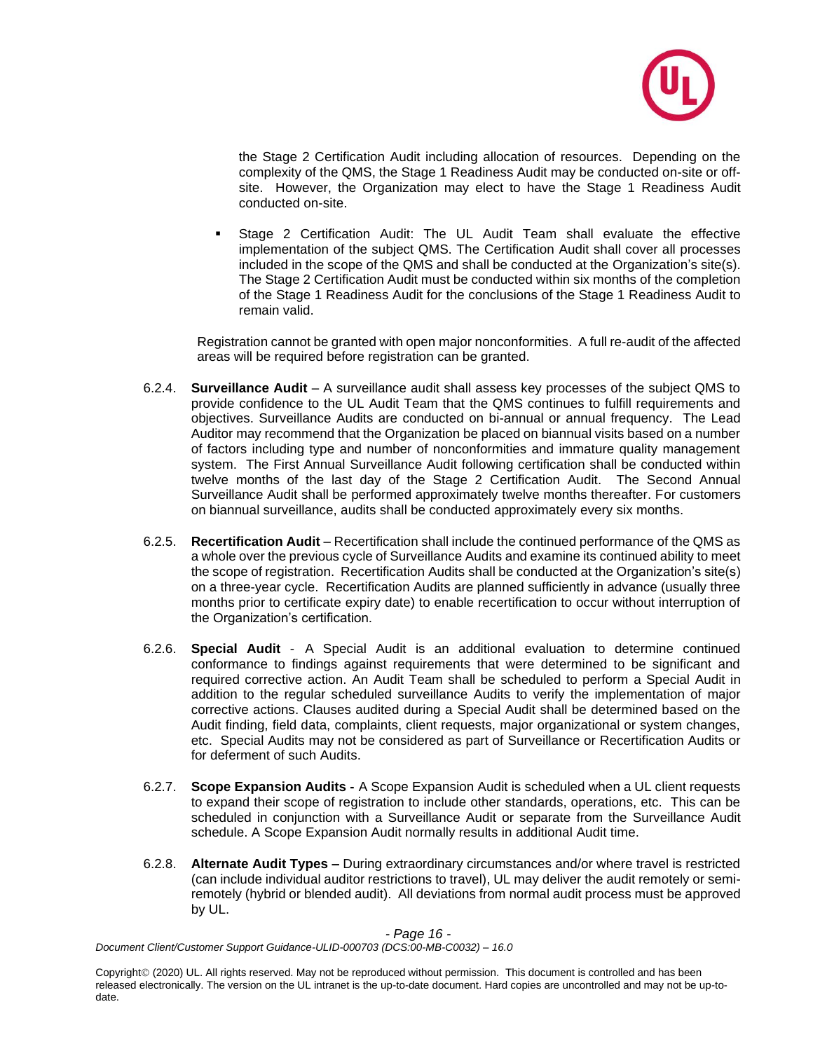the Stage 2 Certification Audit including allocation of resources. Depending on the complexity of the QMS, the Stage 1 Readiness Audit may be conducted on-site or off-site. However, the Organization may elect to have the Stage 1 Readiness Audit conducted on-site.

- Stage 2 Certification Audit: The UL Audit Team shall evaluate the effective implementation of the subject QMS. The Certification Audit shall cover all processes included in the scope of the QMS and shall be conducted at the Organization's site(s). The Stage 2 Certification Audit must be conducted within six months of the completion of the Stage 1 Readiness Audit for the conclusions of the Stage 1 Readiness Audit to remain valid.

Registration cannot be granted with open major nonconformities. A full re-audit of the affected areas will be required before registration can be granted.

6.2.4. **Surveillance Audit** – A surveillance audit shall assess key processes of the subject QMS to provide confidence to the UL Audit Team that the QMS continues to fulfill requirements and objectives. Surveillance Audits are conducted on bi-annual or annual frequency. The Lead Auditor may recommend that the Organization be placed on biannual visits based on a number of factors including type and number of nonconformities and immature quality management system. The First Annual Surveillance Audit following certification shall be conducted within twelve months of the last day of the Stage 2 Certification Audit. The Second Annual Surveillance Audit shall be performed approximately twelve months thereafter. For customers on biannual surveillance, audits shall be conducted approximately every six months.

6.2.5. **Recertification Audit** – Recertification shall include the continued performance of the QMS as a whole over the previous cycle of Surveillance Audits and examine its continued ability to meet the scope of registration. Recertification Audits shall be conducted at the Organization's site(s) on a three-year cycle. Recertification Audits are planned sufficiently in advance (usually three months prior to certificate expiry date) to enable recertification to occur without interruption of the Organization's certification.

6.2.6. **Special Audit** - A Special Audit is an additional evaluation to determine continued conformance to findings against requirements that were determined to be significant and required corrective action. An Audit Team shall be scheduled to perform a Special Audit in addition to the regular scheduled surveillance Audits to verify the implementation of major corrective actions. Clauses audited during a Special Audit shall be determined based on the Audit finding, field data, complaints, client requests, major organizational or system changes, etc. Special Audits may not be considered as part of Surveillance or Recertification Audits or for deferment of such Audits.

6.2.7. **Scope Expansion Audits -** A Scope Expansion Audit is scheduled when a UL client requests to expand their scope of registration to include other standards, operations, etc. This can be scheduled in conjunction with a Surveillance Audit or separate from the Surveillance Audit schedule. A Scope Expansion Audit normally results in additional Audit time.

6.2.8. **Alternate Audit Types –** During extraordinary circumstances and/or where travel is restricted (can include individual auditor restrictions to travel), UL may deliver the audit remotely or semi-remotely (hybrid or blended audit). All deviations from normal audit process must be approved by UL.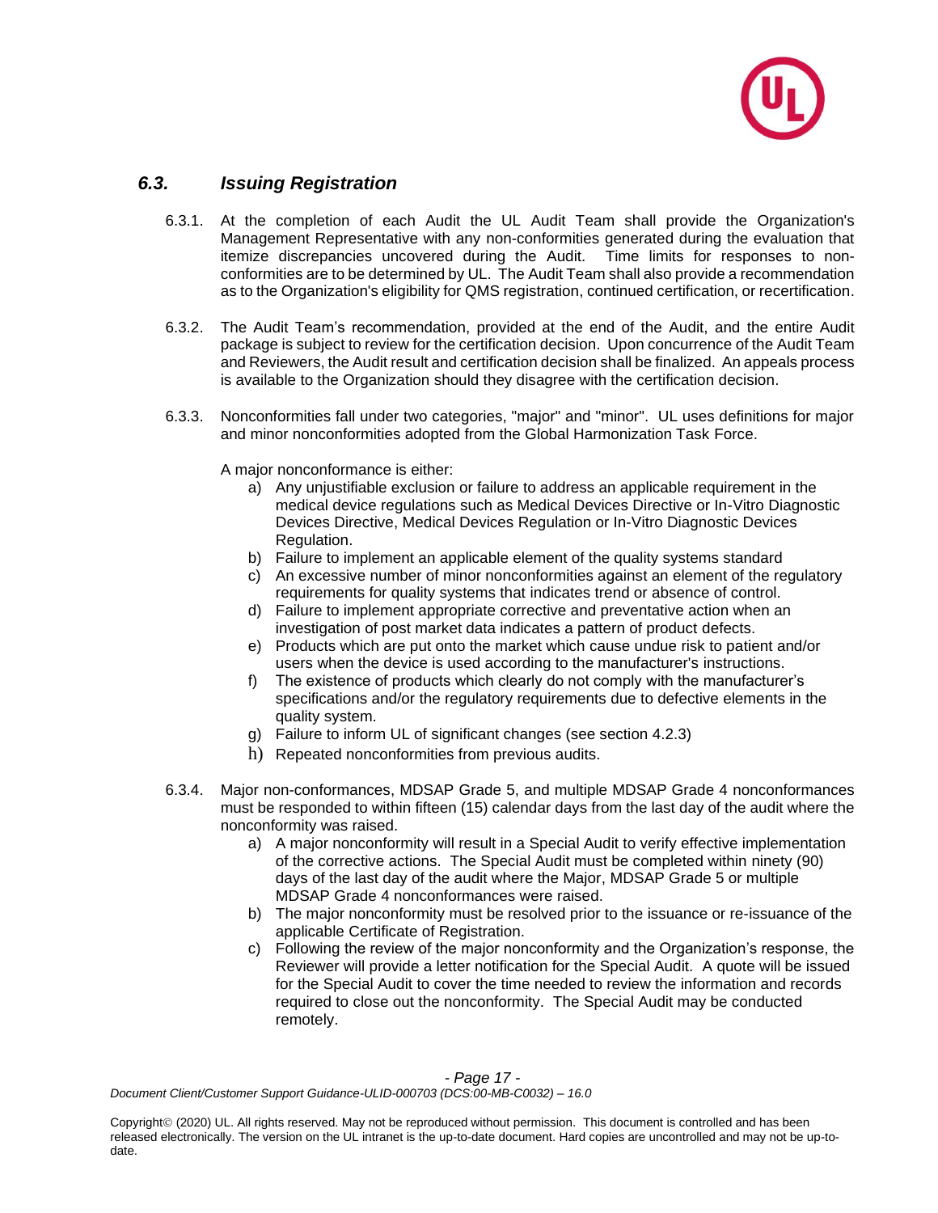### *6.3. Issuing Registration*

6.3.1. At the completion of each Audit the UL Audit Team shall provide the Organization's Management Representative with any non-conformities generated during the evaluation that itemize discrepancies uncovered during the Audit. Time limits for responses to non-conformities are to be determined by UL. The Audit Team shall also provide a recommendation as to the Organization's eligibility for QMS registration, continued certification, or recertification.

6.3.2. The Audit Team's recommendation, provided at the end of the Audit, and the entire Audit package is subject to review for the certification decision. Upon concurrence of the Audit Team and Reviewers, the Audit result and certification decision shall be finalized. An appeals process is available to the Organization should they disagree with the certification decision.

6.3.3. Nonconformities fall under two categories, "major" and "minor". UL uses definitions for major and minor nonconformities adopted from the Global Harmonization Task Force.

A major nonconformance is either:

a) Any unjustifiable exclusion or failure to address an applicable requirement in the medical device regulations such as Medical Devices Directive or In-Vitro Diagnostic Devices Directive, Medical Devices Regulation or In-Vitro Diagnostic Devices Regulation.
b) Failure to implement an applicable element of the quality systems standard
c) An excessive number of minor nonconformities against an element of the regulatory requirements for quality systems that indicates trend or absence of control.
d) Failure to implement appropriate corrective and preventative action when an investigation of post market data indicates a pattern of product defects.
e) Products which are put onto the market which cause undue risk to patient and/or users when the device is used according to the manufacturer's instructions.
f) The existence of products which clearly do not comply with the manufacturer's specifications and/or the regulatory requirements due to defective elements in the quality system.
g) Failure to inform UL of significant changes (see section 4.2.3)
h) Repeated nonconformities from previous audits.

6.3.4. Major non-conformances, MDSAP Grade 5, and multiple MDSAP Grade 4 nonconformances must be responded to within fifteen (15) calendar days from the last day of the audit where the nonconformity was raised.

a) A major nonconformity will result in a Special Audit to verify effective implementation of the corrective actions. The Special Audit must be completed within ninety (90) days of the last day of the audit where the Major, MDSAP Grade 5 or multiple MDSAP Grade 4 nonconformances were raised.
b) The major nonconformity must be resolved prior to the issuance or re-issuance of the applicable Certificate of Registration.
c) Following the review of the major nonconformity and the Organization's response, the Reviewer will provide a letter notification for the Special Audit. A quote will be issued for the Special Audit to cover the time needed to review the information and records required to close out the nonconformity. The Special Audit may be conducted remotely.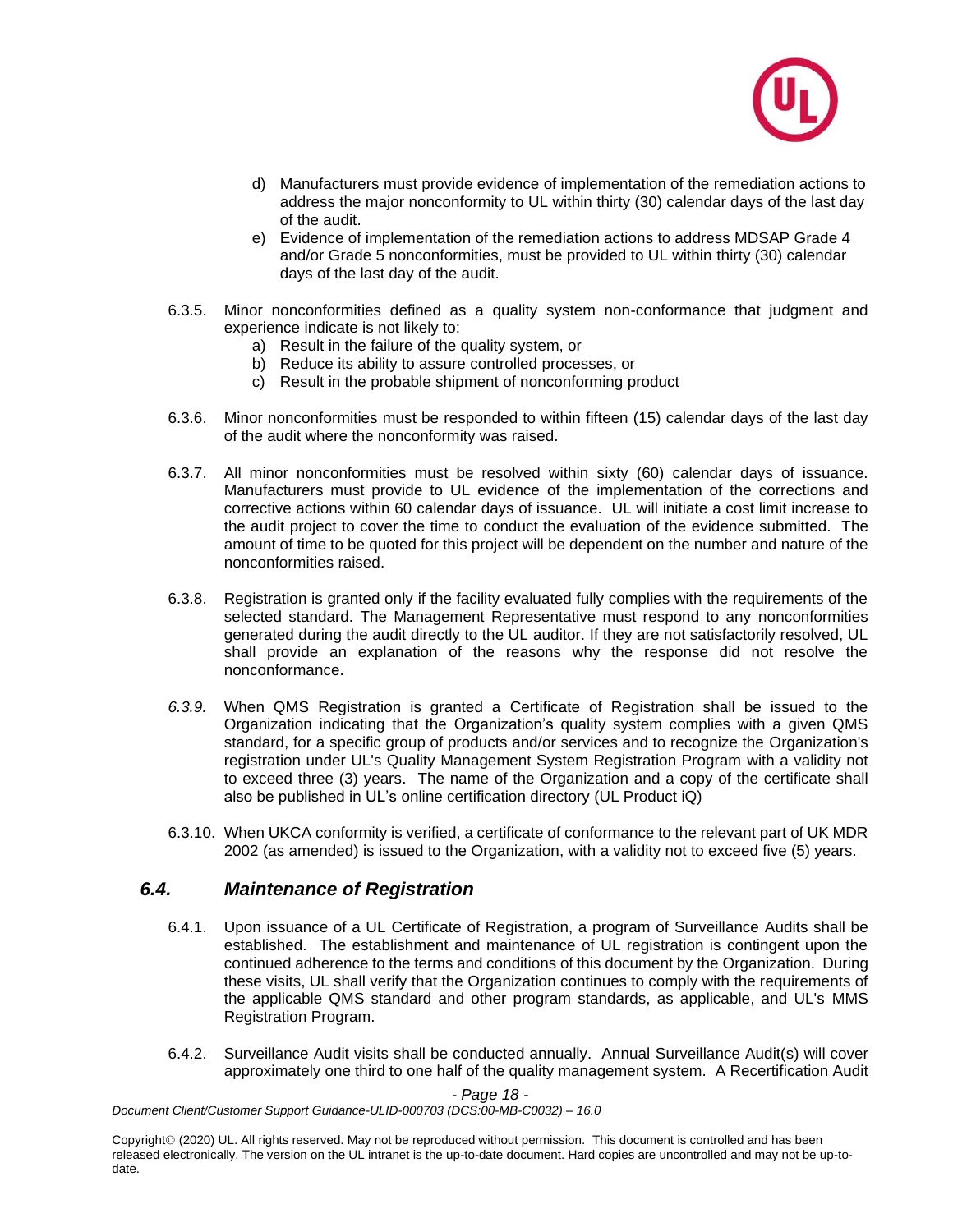d) Manufacturers must provide evidence of implementation of the remediation actions to address the major nonconformity to UL within thirty (30) calendar days of the last day of the audit.
e) Evidence of implementation of the remediation actions to address MDSAP Grade 4 and/or Grade 5 nonconformities, must be provided to UL within thirty (30) calendar days of the last day of the audit.

6.3.5. Minor nonconformities defined as a quality system non-conformance that judgment and experience indicate is not likely to:
a) Result in the failure of the quality system, or
b) Reduce its ability to assure controlled processes, or
c) Result in the probable shipment of nonconforming product

6.3.6. Minor nonconformities must be responded to within fifteen (15) calendar days of the last day of the audit where the nonconformity was raised.

6.3.7. All minor nonconformities must be resolved within sixty (60) calendar days of issuance. Manufacturers must provide to UL evidence of the implementation of the corrections and corrective actions within 60 calendar days of issuance. UL will initiate a cost limit increase to the audit project to cover the time to conduct the evaluation of the evidence submitted. The amount of time to be quoted for this project will be dependent on the number and nature of the nonconformities raised.

6.3.8. Registration is granted only if the facility evaluated fully complies with the requirements of the selected standard. The Management Representative must respond to any nonconformities generated during the audit directly to the UL auditor. If they are not satisfactorily resolved, UL shall provide an explanation of the reasons why the response did not resolve the nonconformance.

*6.3.9.* When QMS Registration is granted a Certificate of Registration shall be issued to the Organization indicating that the Organization's quality system complies with a given QMS standard, for a specific group of products and/or services and to recognize the Organization's registration under UL's Quality Management System Registration Program with a validity not to exceed three (3) years. The name of the Organization and a copy of the certificate shall also be published in UL's online certification directory (UL Product iQ)

6.3.10. When UKCA conformity is verified, a certificate of conformance to the relevant part of UK MDR 2002 (as amended) is issued to the Organization, with a validity not to exceed five (5) years.

## *6.4. Maintenance of Registration*

6.4.1. Upon issuance of a UL Certificate of Registration, a program of Surveillance Audits shall be established. The establishment and maintenance of UL registration is contingent upon the continued adherence to the terms and conditions of this document by the Organization. During these visits, UL shall verify that the Organization continues to comply with the requirements of the applicable QMS standard and other program standards, as applicable, and UL's MMS Registration Program.

6.4.2. Surveillance Audit visits shall be conducted annually. Annual Surveillance Audit(s) will cover approximately one third to one half of the quality management system. A Recertification Audit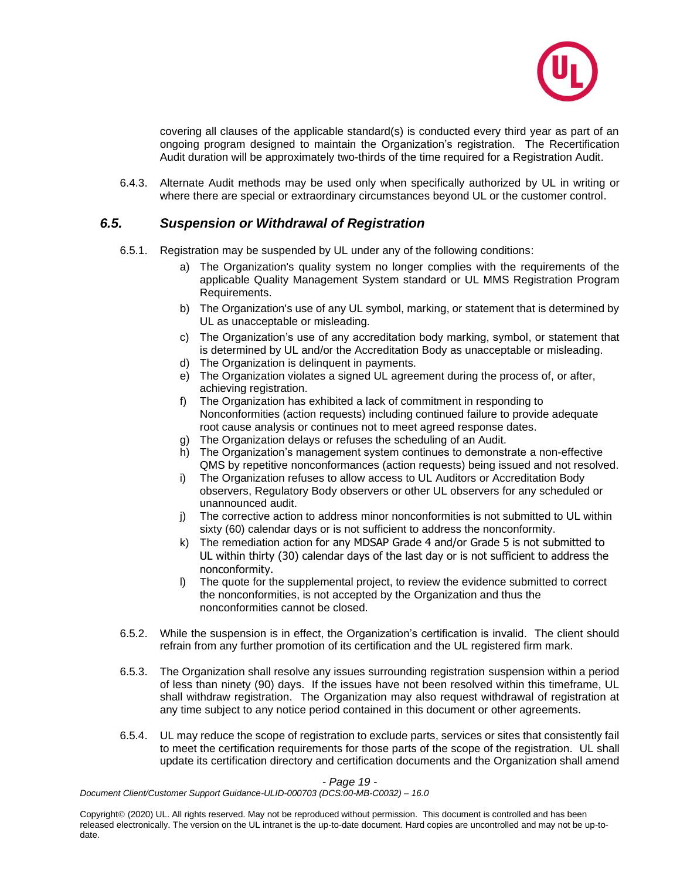covering all clauses of the applicable standard(s) is conducted every third year as part of an ongoing program designed to maintain the Organization's registration. The Recertification Audit duration will be approximately two-thirds of the time required for a Registration Audit.

6.4.3. Alternate Audit methods may be used only when specifically authorized by UL in writing or where there are special or extraordinary circumstances beyond UL or the customer control.

## *6.5. Suspension or Withdrawal of Registration*

6.5.1. Registration may be suspended by UL under any of the following conditions:

a) The Organization's quality system no longer complies with the requirements of the applicable Quality Management System standard or UL MMS Registration Program Requirements.

b) The Organization's use of any UL symbol, marking, or statement that is determined by UL as unacceptable or misleading.

c) The Organization's use of any accreditation body marking, symbol, or statement that is determined by UL and/or the Accreditation Body as unacceptable or misleading.

d) The Organization is delinquent in payments.

e) The Organization violates a signed UL agreement during the process of, or after, achieving registration.

f) The Organization has exhibited a lack of commitment in responding to Nonconformities (action requests) including continued failure to provide adequate root cause analysis or continues not to meet agreed response dates.

g) The Organization delays or refuses the scheduling of an Audit.

h) The Organization's management system continues to demonstrate a non-effective QMS by repetitive nonconformances (action requests) being issued and not resolved.

i) The Organization refuses to allow access to UL Auditors or Accreditation Body observers, Regulatory Body observers or other UL observers for any scheduled or unannounced audit.

j) The corrective action to address minor nonconformities is not submitted to UL within sixty (60) calendar days or is not sufficient to address the nonconformity.

k) The remediation action for any MDSAP Grade 4 and/or Grade 5 is not submitted to UL within thirty (30) calendar days of the last day or is not sufficient to address the nonconformity.

l) The quote for the supplemental project, to review the evidence submitted to correct the nonconformities, is not accepted by the Organization and thus the nonconformities cannot be closed.

6.5.2. While the suspension is in effect, the Organization's certification is invalid. The client should refrain from any further promotion of its certification and the UL registered firm mark.

6.5.3. The Organization shall resolve any issues surrounding registration suspension within a period of less than ninety (90) days. If the issues have not been resolved within this timeframe, UL shall withdraw registration. The Organization may also request withdrawal of registration at any time subject to any notice period contained in this document or other agreements.

6.5.4. UL may reduce the scope of registration to exclude parts, services or sites that consistently fail to meet the certification requirements for those parts of the scope of the registration. UL shall update its certification directory and certification documents and the Organization shall amend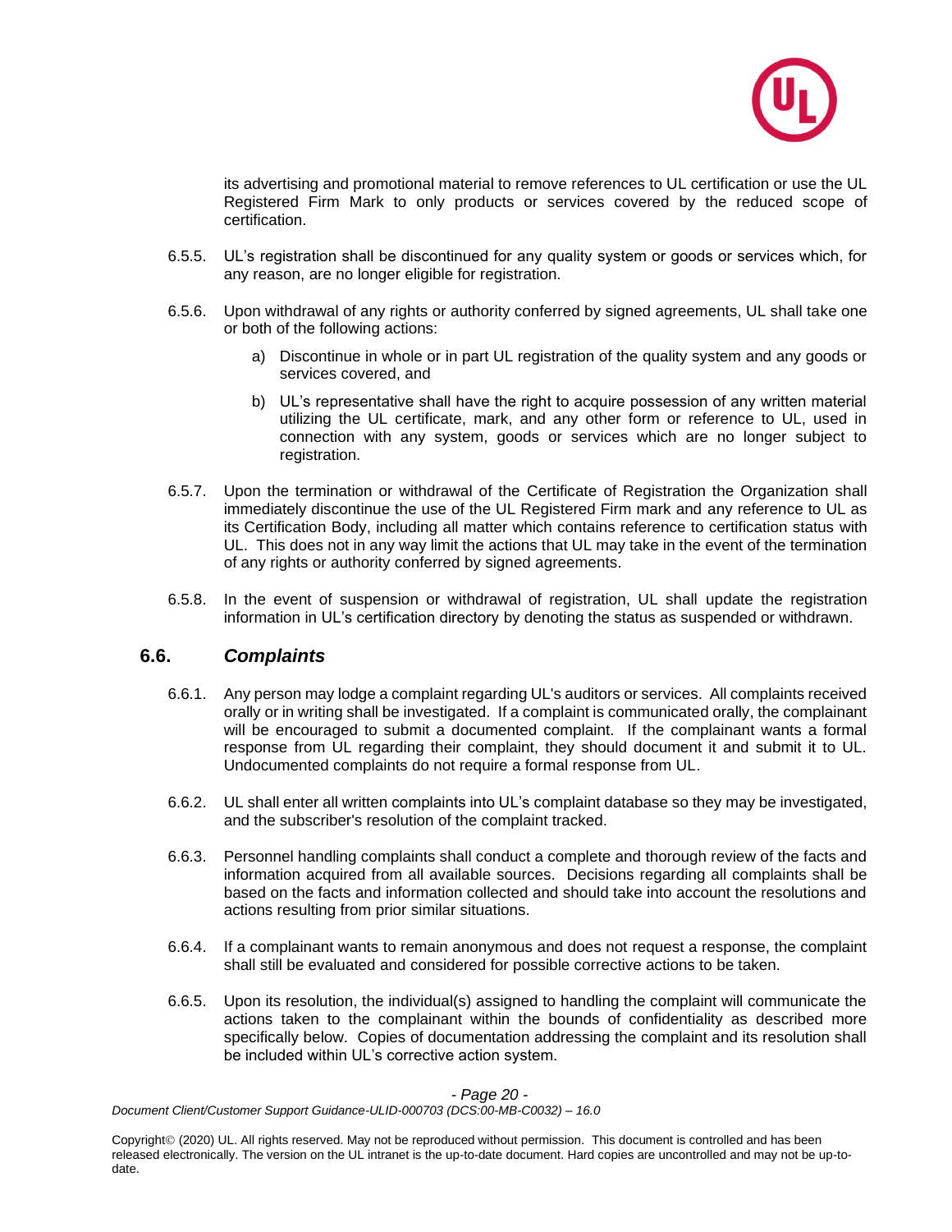its advertising and promotional material to remove references to UL certification or use the UL Registered Firm Mark to only products or services covered by the reduced scope of certification.

6.5.5. UL's registration shall be discontinued for any quality system or goods or services which, for any reason, are no longer eligible for registration.

6.5.6. Upon withdrawal of any rights or authority conferred by signed agreements, UL shall take one or both of the following actions:

a) Discontinue in whole or in part UL registration of the quality system and any goods or services covered, and

b) UL's representative shall have the right to acquire possession of any written material utilizing the UL certificate, mark, and any other form or reference to UL, used in connection with any system, goods or services which are no longer subject to registration.

6.5.7. Upon the termination or withdrawal of the Certificate of Registration the Organization shall immediately discontinue the use of the UL Registered Firm mark and any reference to UL as its Certification Body, including all matter which contains reference to certification status with UL. This does not in any way limit the actions that UL may take in the event of the termination of any rights or authority conferred by signed agreements.

6.5.8. In the event of suspension or withdrawal of registration, UL shall update the registration information in UL's certification directory by denoting the status as suspended or withdrawn.

## 6.6. *Complaints*

6.6.1. Any person may lodge a complaint regarding UL's auditors or services. All complaints received orally or in writing shall be investigated. If a complaint is communicated orally, the complainant will be encouraged to submit a documented complaint. If the complainant wants a formal response from UL regarding their complaint, they should document it and submit it to UL. Undocumented complaints do not require a formal response from UL.

6.6.2. UL shall enter all written complaints into UL's complaint database so they may be investigated, and the subscriber's resolution of the complaint tracked.

6.6.3. Personnel handling complaints shall conduct a complete and thorough review of the facts and information acquired from all available sources. Decisions regarding all complaints shall be based on the facts and information collected and should take into account the resolutions and actions resulting from prior similar situations.

6.6.4. If a complainant wants to remain anonymous and does not request a response, the complaint shall still be evaluated and considered for possible corrective actions to be taken.

6.6.5. Upon its resolution, the individual(s) assigned to handling the complaint will communicate the actions taken to the complainant within the bounds of confidentiality as described more specifically below. Copies of documentation addressing the complaint and its resolution shall be included within UL's corrective action system.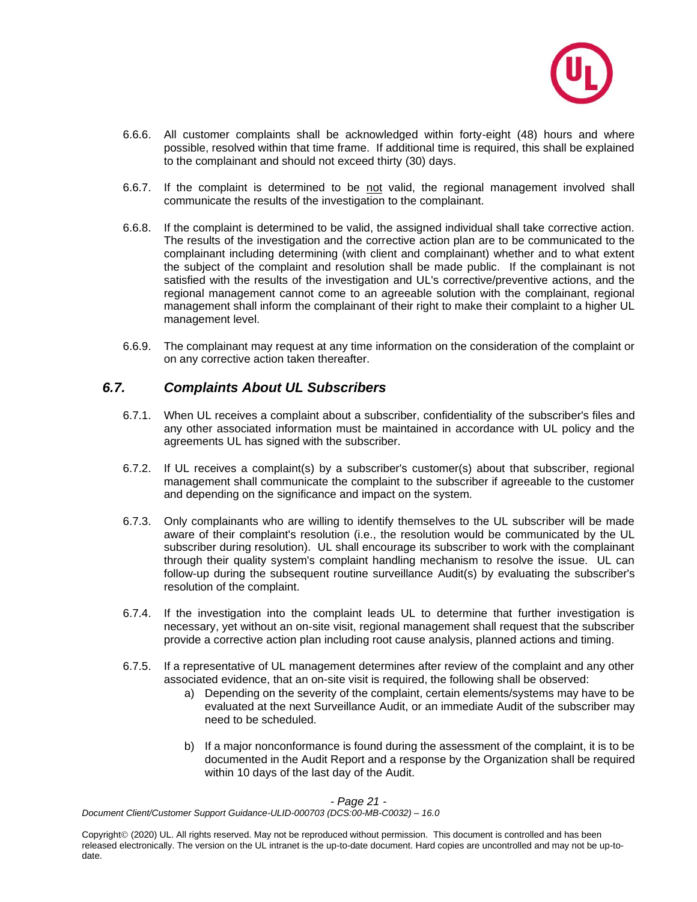6.6.6. All customer complaints shall be acknowledged within forty-eight (48) hours and where possible, resolved within that time frame. If additional time is required, this shall be explained to the complainant and should not exceed thirty (30) days.

6.6.7. If the complaint is determined to be <u>not</u> valid, the regional management involved shall communicate the results of the investigation to the complainant.

6.6.8. If the complaint is determined to be valid, the assigned individual shall take corrective action. The results of the investigation and the corrective action plan are to be communicated to the complainant including determining (with client and complainant) whether and to what extent the subject of the complaint and resolution shall be made public. If the complainant is not satisfied with the results of the investigation and UL's corrective/preventive actions, and the regional management cannot come to an agreeable solution with the complainant, regional management shall inform the complainant of their right to make their complaint to a higher UL management level.

6.6.9. The complainant may request at any time information on the consideration of the complaint or on any corrective action taken thereafter.

## *6.7. Complaints About UL Subscribers*

6.7.1. When UL receives a complaint about a subscriber, confidentiality of the subscriber's files and any other associated information must be maintained in accordance with UL policy and the agreements UL has signed with the subscriber.

6.7.2. If UL receives a complaint(s) by a subscriber's customer(s) about that subscriber, regional management shall communicate the complaint to the subscriber if agreeable to the customer and depending on the significance and impact on the system.

6.7.3. Only complainants who are willing to identify themselves to the UL subscriber will be made aware of their complaint's resolution (i.e., the resolution would be communicated by the UL subscriber during resolution). UL shall encourage its subscriber to work with the complainant through their quality system's complaint handling mechanism to resolve the issue. UL can follow-up during the subsequent routine surveillance Audit(s) by evaluating the subscriber's resolution of the complaint.

6.7.4. If the investigation into the complaint leads UL to determine that further investigation is necessary, yet without an on-site visit, regional management shall request that the subscriber provide a corrective action plan including root cause analysis, planned actions and timing.

6.7.5. If a representative of UL management determines after review of the complaint and any other associated evidence, that an on-site visit is required, the following shall be observed:

a) Depending on the severity of the complaint, certain elements/systems may have to be evaluated at the next Surveillance Audit, or an immediate Audit of the subscriber may need to be scheduled.

b) If a major nonconformance is found during the assessment of the complaint, it is to be documented in the Audit Report and a response by the Organization shall be required within 10 days of the last day of the Audit.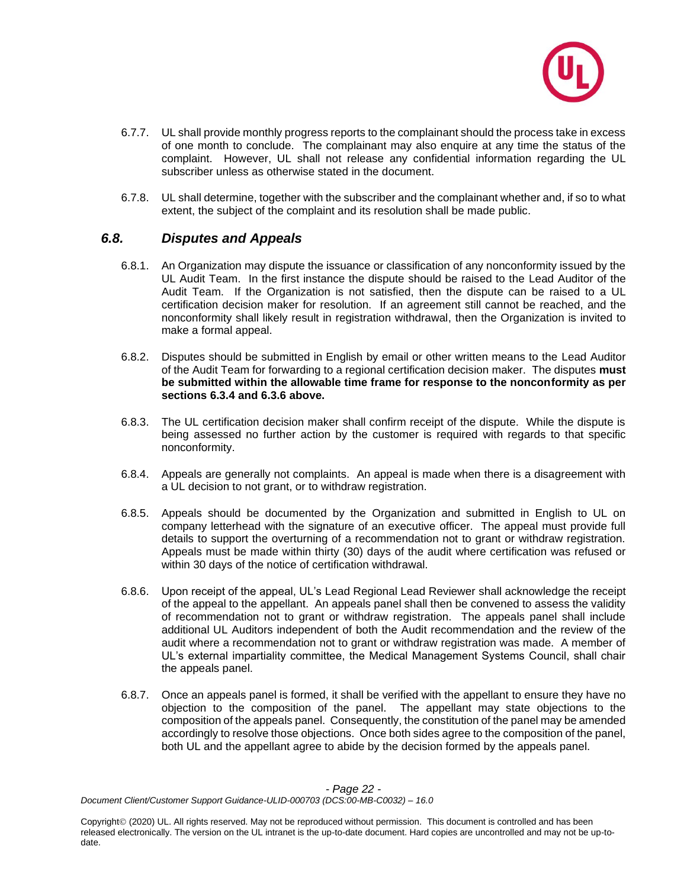6.7.7. UL shall provide monthly progress reports to the complainant should the process take in excess of one month to conclude. The complainant may also enquire at any time the status of the complaint. However, UL shall not release any confidential information regarding the UL subscriber unless as otherwise stated in the document.

6.7.8. UL shall determine, together with the subscriber and the complainant whether and, if so to what extent, the subject of the complaint and its resolution shall be made public.

## *6.8. Disputes and Appeals*

6.8.1. An Organization may dispute the issuance or classification of any nonconformity issued by the UL Audit Team. In the first instance the dispute should be raised to the Lead Auditor of the Audit Team. If the Organization is not satisfied, then the dispute can be raised to a UL certification decision maker for resolution. If an agreement still cannot be reached, and the nonconformity shall likely result in registration withdrawal, then the Organization is invited to make a formal appeal.

6.8.2. Disputes should be submitted in English by email or other written means to the Lead Auditor of the Audit Team for forwarding to a regional certification decision maker. The disputes **must be submitted within the allowable time frame for response to the nonconformity as per sections 6.3.4 and 6.3.6 above.**

6.8.3. The UL certification decision maker shall confirm receipt of the dispute. While the dispute is being assessed no further action by the customer is required with regards to that specific nonconformity.

6.8.4. Appeals are generally not complaints. An appeal is made when there is a disagreement with a UL decision to not grant, or to withdraw registration.

6.8.5. Appeals should be documented by the Organization and submitted in English to UL on company letterhead with the signature of an executive officer. The appeal must provide full details to support the overturning of a recommendation not to grant or withdraw registration. Appeals must be made within thirty (30) days of the audit where certification was refused or within 30 days of the notice of certification withdrawal.

6.8.6. Upon receipt of the appeal, UL's Lead Regional Lead Reviewer shall acknowledge the receipt of the appeal to the appellant. An appeals panel shall then be convened to assess the validity of recommendation not to grant or withdraw registration. The appeals panel shall include additional UL Auditors independent of both the Audit recommendation and the review of the audit where a recommendation not to grant or withdraw registration was made. A member of UL's external impartiality committee, the Medical Management Systems Council, shall chair the appeals panel.

6.8.7. Once an appeals panel is formed, it shall be verified with the appellant to ensure they have no objection to the composition of the panel. The appellant may state objections to the composition of the appeals panel. Consequently, the constitution of the panel may be amended accordingly to resolve those objections. Once both sides agree to the composition of the panel, both UL and the appellant agree to abide by the decision formed by the appeals panel.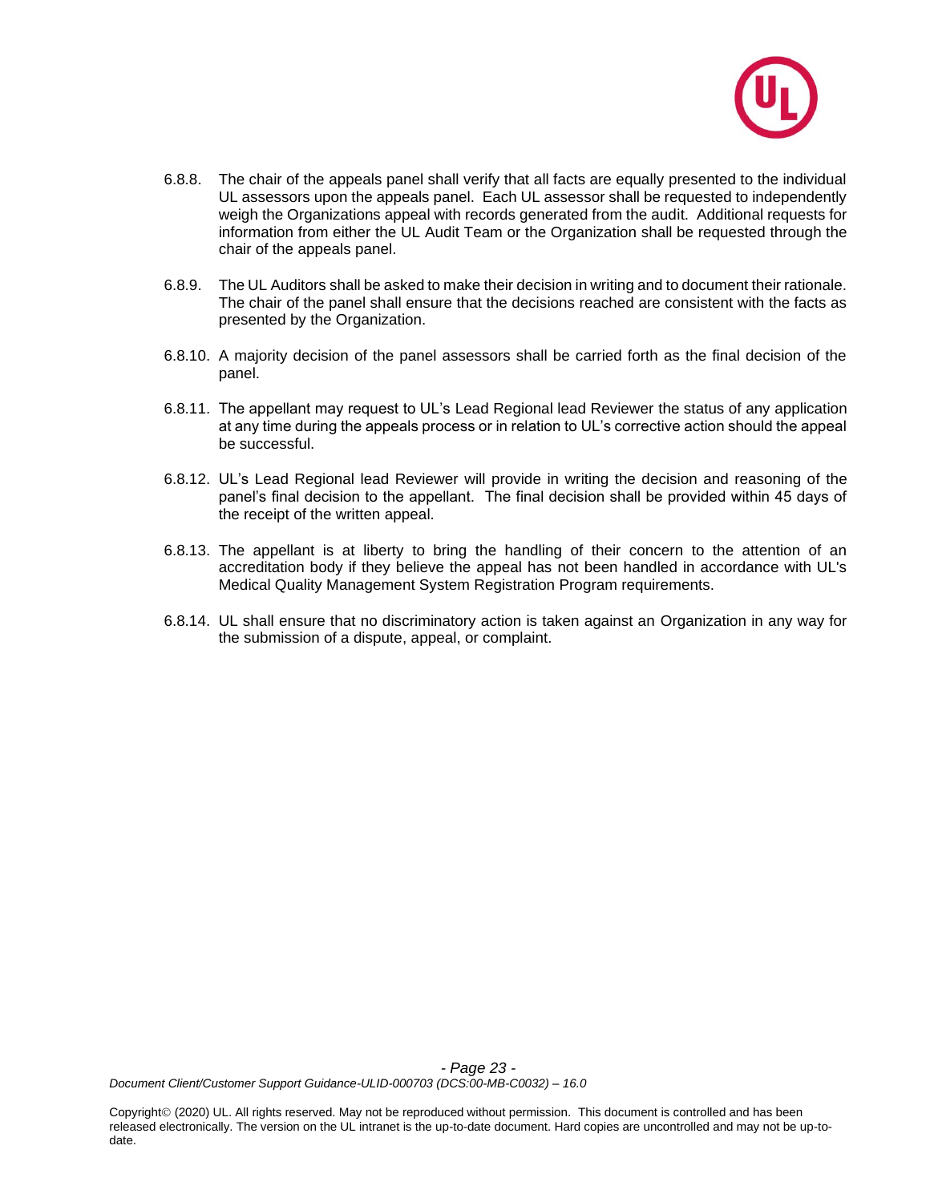6.8.8. The chair of the appeals panel shall verify that all facts are equally presented to the individual UL assessors upon the appeals panel. Each UL assessor shall be requested to independently weigh the Organizations appeal with records generated from the audit. Additional requests for information from either the UL Audit Team or the Organization shall be requested through the chair of the appeals panel.

6.8.9. The UL Auditors shall be asked to make their decision in writing and to document their rationale. The chair of the panel shall ensure that the decisions reached are consistent with the facts as presented by the Organization.

6.8.10. A majority decision of the panel assessors shall be carried forth as the final decision of the panel.

6.8.11. The appellant may request to UL's Lead Regional lead Reviewer the status of any application at any time during the appeals process or in relation to UL's corrective action should the appeal be successful.

6.8.12. UL's Lead Regional lead Reviewer will provide in writing the decision and reasoning of the panel's final decision to the appellant. The final decision shall be provided within 45 days of the receipt of the written appeal.

6.8.13. The appellant is at liberty to bring the handling of their concern to the attention of an accreditation body if they believe the appeal has not been handled in accordance with UL's Medical Quality Management System Registration Program requirements.

6.8.14. UL shall ensure that no discriminatory action is taken against an Organization in any way for the submission of a dispute, appeal, or complaint.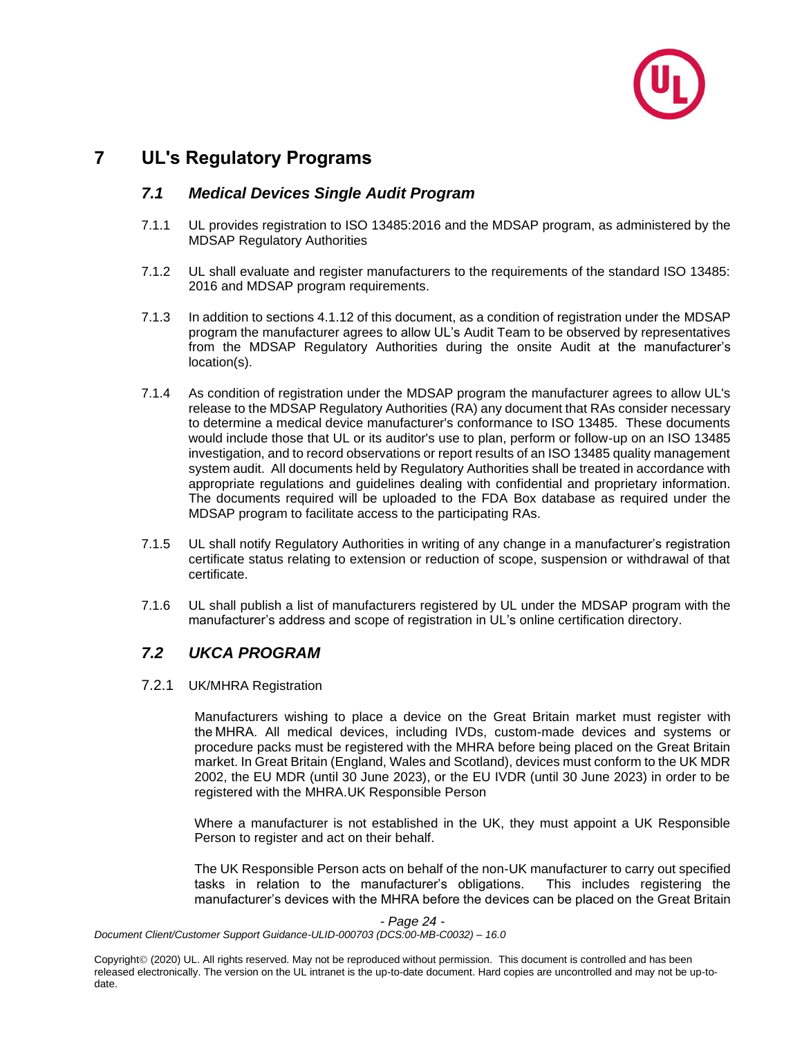# 7 UL's Regulatory Programs

## *7.1 Medical Devices Single Audit Program*

7.1.1 UL provides registration to ISO 13485:2016 and the MDSAP program, as administered by the MDSAP Regulatory Authorities

7.1.2 UL shall evaluate and register manufacturers to the requirements of the standard ISO 13485: 2016 and MDSAP program requirements.

7.1.3 In addition to sections 4.1.12 of this document, as a condition of registration under the MDSAP program the manufacturer agrees to allow UL's Audit Team to be observed by representatives from the MDSAP Regulatory Authorities during the onsite Audit at the manufacturer's location(s).

7.1.4 As condition of registration under the MDSAP program the manufacturer agrees to allow UL's release to the MDSAP Regulatory Authorities (RA) any document that RAs consider necessary to determine a medical device manufacturer's conformance to ISO 13485. These documents would include those that UL or its auditor's use to plan, perform or follow-up on an ISO 13485 investigation, and to record observations or report results of an ISO 13485 quality management system audit. All documents held by Regulatory Authorities shall be treated in accordance with appropriate regulations and guidelines dealing with confidential and proprietary information. The documents required will be uploaded to the FDA Box database as required under the MDSAP program to facilitate access to the participating RAs.

7.1.5 UL shall notify Regulatory Authorities in writing of any change in a manufacturer's registration certificate status relating to extension or reduction of scope, suspension or withdrawal of that certificate.

7.1.6 UL shall publish a list of manufacturers registered by UL under the MDSAP program with the manufacturer's address and scope of registration in UL's online certification directory.

## *7.2 UKCA PROGRAM*

7.2.1 UK/MHRA Registration

Manufacturers wishing to place a device on the Great Britain market must register with the MHRA. All medical devices, including IVDs, custom-made devices and systems or procedure packs must be registered with the MHRA before being placed on the Great Britain market. In Great Britain (England, Wales and Scotland), devices must conform to the UK MDR 2002, the EU MDR (until 30 June 2023), or the EU IVDR (until 30 June 2023) in order to be registered with the MHRA.UK Responsible Person

Where a manufacturer is not established in the UK, they must appoint a UK Responsible Person to register and act on their behalf.

The UK Responsible Person acts on behalf of the non-UK manufacturer to carry out specified tasks in relation to the manufacturer's obligations. This includes registering the manufacturer's devices with the MHRA before the devices can be placed on the Great Britain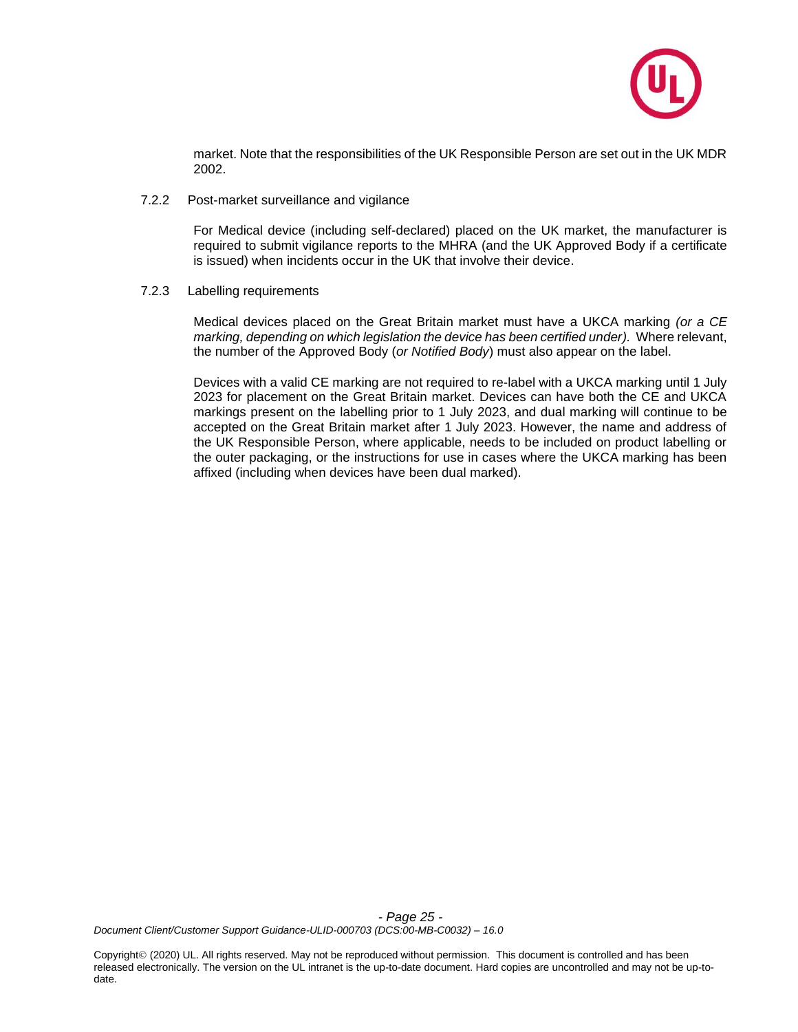market. Note that the responsibilities of the UK Responsible Person are set out in the UK MDR 2002.

#### 7.2.2 Post-market surveillance and vigilance

For Medical device (including self-declared) placed on the UK market, the manufacturer is required to submit vigilance reports to the MHRA (and the UK Approved Body if a certificate is issued) when incidents occur in the UK that involve their device.

#### 7.2.3 Labelling requirements

Medical devices placed on the Great Britain market must have a UKCA marking *(or a CE marking, depending on which legislation the device has been certified under).* Where relevant, the number of the Approved Body (*or Notified Body*) must also appear on the label.

Devices with a valid CE marking are not required to re-label with a UKCA marking until 1 July 2023 for placement on the Great Britain market. Devices can have both the CE and UKCA markings present on the labelling prior to 1 July 2023, and dual marking will continue to be accepted on the Great Britain market after 1 July 2023. However, the name and address of the UK Responsible Person, where applicable, needs to be included on product labelling or the outer packaging, or the instructions for use in cases where the UKCA marking has been affixed (including when devices have been dual marked).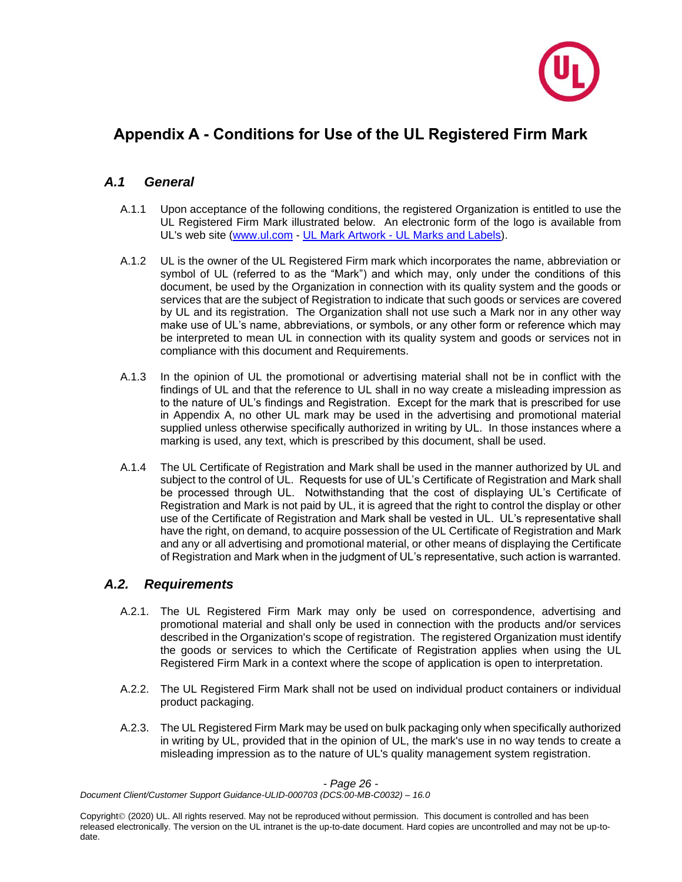# Appendix A - Conditions for Use of the UL Registered Firm Mark

## *A.1 General*

A.1.1 Upon acceptance of the following conditions, the registered Organization is entitled to use the UL Registered Firm Mark illustrated below. An electronic form of the logo is available from UL's web site (www.ul.com - UL Mark Artwork - UL Marks and Labels).

A.1.2 UL is the owner of the UL Registered Firm mark which incorporates the name, abbreviation or symbol of UL (referred to as the "Mark") and which may, only under the conditions of this document, be used by the Organization in connection with its quality system and the goods or services that are the subject of Registration to indicate that such goods or services are covered by UL and its registration. The Organization shall not use such a Mark nor in any other way make use of UL's name, abbreviations, or symbols, or any other form or reference which may be interpreted to mean UL in connection with its quality system and goods or services not in compliance with this document and Requirements.

A.1.3 In the opinion of UL the promotional or advertising material shall not be in conflict with the findings of UL and that the reference to UL shall in no way create a misleading impression as to the nature of UL's findings and Registration. Except for the mark that is prescribed for use in Appendix A, no other UL mark may be used in the advertising and promotional material supplied unless otherwise specifically authorized in writing by UL. In those instances where a marking is used, any text, which is prescribed by this document, shall be used.

A.1.4 The UL Certificate of Registration and Mark shall be used in the manner authorized by UL and subject to the control of UL. Requests for use of UL's Certificate of Registration and Mark shall be processed through UL. Notwithstanding that the cost of displaying UL's Certificate of Registration and Mark is not paid by UL, it is agreed that the right to control the display or other use of the Certificate of Registration and Mark shall be vested in UL. UL's representative shall have the right, on demand, to acquire possession of the UL Certificate of Registration and Mark and any or all advertising and promotional material, or other means of displaying the Certificate of Registration and Mark when in the judgment of UL's representative, such action is warranted.

## *A.2. Requirements*

A.2.1. The UL Registered Firm Mark may only be used on correspondence, advertising and promotional material and shall only be used in connection with the products and/or services described in the Organization's scope of registration. The registered Organization must identify the goods or services to which the Certificate of Registration applies when using the UL Registered Firm Mark in a context where the scope of application is open to interpretation.

A.2.2. The UL Registered Firm Mark shall not be used on individual product containers or individual product packaging.

A.2.3. The UL Registered Firm Mark may be used on bulk packaging only when specifically authorized in writing by UL, provided that in the opinion of UL, the mark's use in no way tends to create a misleading impression as to the nature of UL's quality management system registration.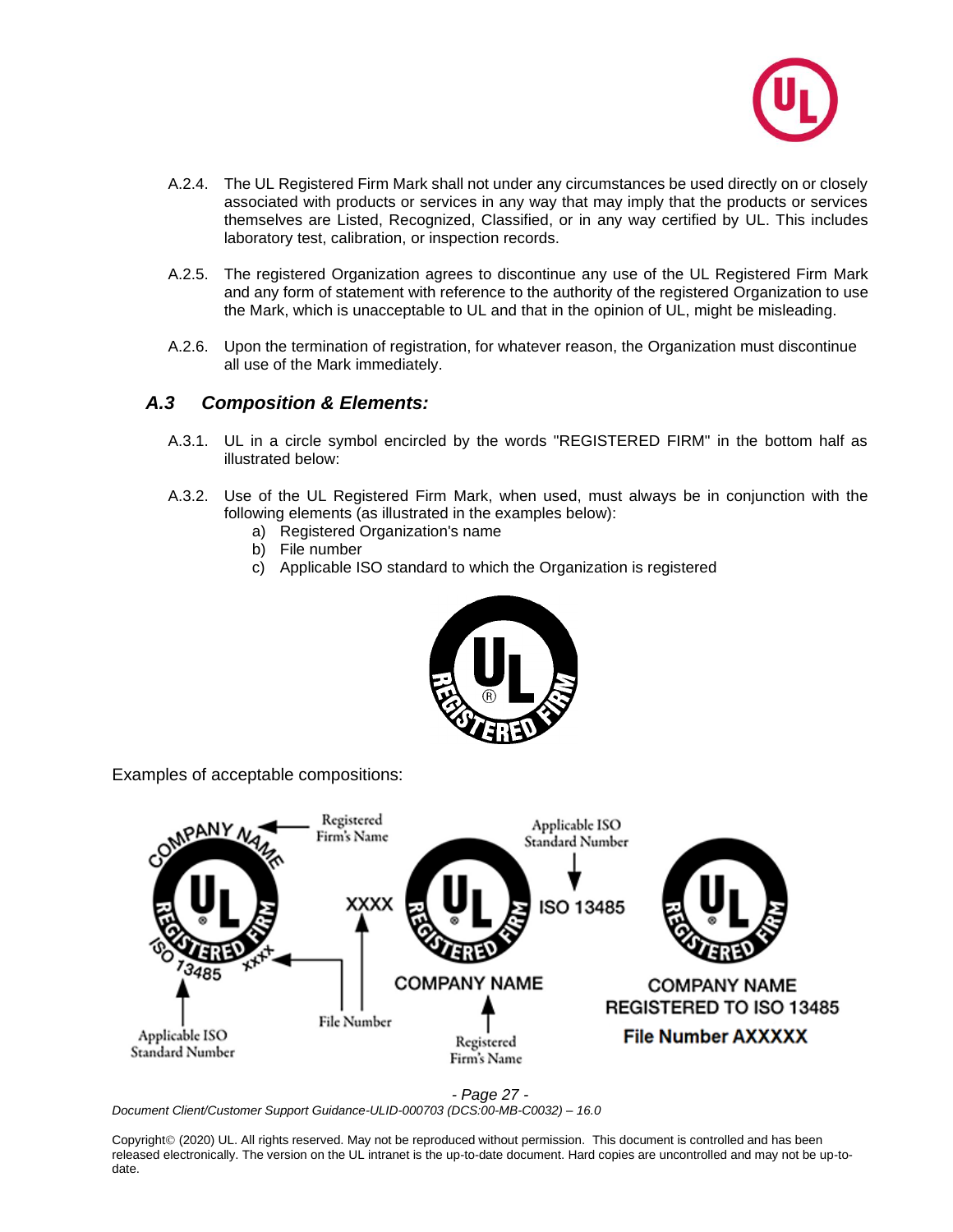A.2.4. The UL Registered Firm Mark shall not under any circumstances be used directly on or closely associated with products or services in any way that may imply that the products or services themselves are Listed, Recognized, Classified, or in any way certified by UL. This includes laboratory test, calibration, or inspection records.

A.2.5. The registered Organization agrees to discontinue any use of the UL Registered Firm Mark and any form of statement with reference to the authority of the registered Organization to use the Mark, which is unacceptable to UL and that in the opinion of UL, might be misleading.

A.2.6. Upon the termination of registration, for whatever reason, the Organization must discontinue all use of the Mark immediately.

### *A.3 Composition & Elements:*

A.3.1. UL in a circle symbol encircled by the words "REGISTERED FIRM" in the bottom half as illustrated below:

A.3.2. Use of the UL Registered Firm Mark, when used, must always be in conjunction with the following elements (as illustrated in the examples below):

a) Registered Organization's name
b) File number
c) Applicable ISO standard to which the Organization is registered

Examples of acceptable compositions: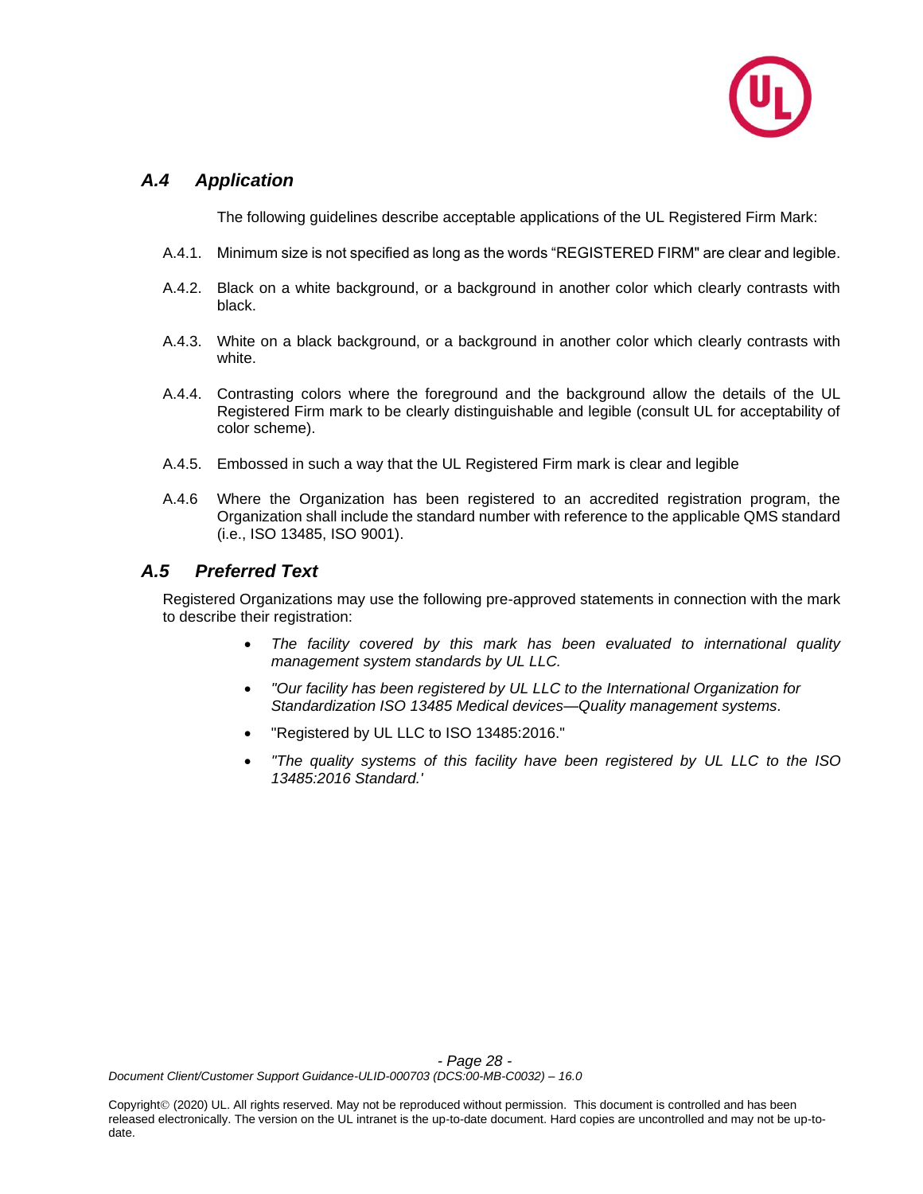## *A.4 Application*

The following guidelines describe acceptable applications of the UL Registered Firm Mark:

A.4.1. Minimum size is not specified as long as the words “REGISTERED FIRM" are clear and legible.

A.4.2. Black on a white background, or a background in another color which clearly contrasts with black.

A.4.3. White on a black background, or a background in another color which clearly contrasts with white.

A.4.4. Contrasting colors where the foreground and the background allow the details of the UL Registered Firm mark to be clearly distinguishable and legible (consult UL for acceptability of color scheme).

A.4.5. Embossed in such a way that the UL Registered Firm mark is clear and legible

A.4.6 Where the Organization has been registered to an accredited registration program, the Organization shall include the standard number with reference to the applicable QMS standard (i.e., ISO 13485, ISO 9001).

## *A.5 Preferred Text*

Registered Organizations may use the following pre-approved statements in connection with the mark to describe their registration:

- *The facility covered by this mark has been evaluated to international quality management system standards by UL LLC.*
- *"Our facility has been registered by UL LLC to the International Organization for Standardization ISO 13485 Medical devices—Quality management systems.*
- "Registered by UL LLC to ISO 13485:2016."
- *"The quality systems of this facility have been registered by UL LLC to the ISO 13485:2016 Standard.'*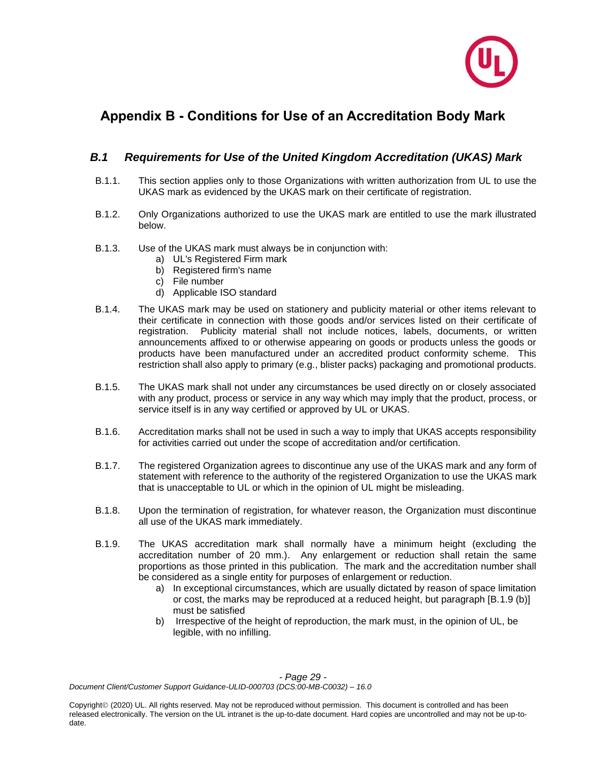# Appendix B - Conditions for Use of an Accreditation Body Mark

## *B.1 Requirements for Use of the United Kingdom Accreditation (UKAS) Mark*

B.1.1. This section applies only to those Organizations with written authorization from UL to use the UKAS mark as evidenced by the UKAS mark on their certificate of registration.

B.1.2. Only Organizations authorized to use the UKAS mark are entitled to use the mark illustrated below.

B.1.3. Use of the UKAS mark must always be in conjunction with:

a) UL's Registered Firm mark
b) Registered firm's name
c) File number
d) Applicable ISO standard

B.1.4. The UKAS mark may be used on stationery and publicity material or other items relevant to their certificate in connection with those goods and/or services listed on their certificate of registration. Publicity material shall not include notices, labels, documents, or written announcements affixed to or otherwise appearing on goods or products unless the goods or products have been manufactured under an accredited product conformity scheme. This restriction shall also apply to primary (e.g., blister packs) packaging and promotional products.

B.1.5. The UKAS mark shall not under any circumstances be used directly on or closely associated with any product, process or service in any way which may imply that the product, process, or service itself is in any way certified or approved by UL or UKAS.

B.1.6. Accreditation marks shall not be used in such a way to imply that UKAS accepts responsibility for activities carried out under the scope of accreditation and/or certification.

B.1.7. The registered Organization agrees to discontinue any use of the UKAS mark and any form of statement with reference to the authority of the registered Organization to use the UKAS mark that is unacceptable to UL or which in the opinion of UL might be misleading.

B.1.8. Upon the termination of registration, for whatever reason, the Organization must discontinue all use of the UKAS mark immediately.

B.1.9. The UKAS accreditation mark shall normally have a minimum height (excluding the accreditation number of 20 mm.). Any enlargement or reduction shall retain the same proportions as those printed in this publication. The mark and the accreditation number shall be considered as a single entity for purposes of enlargement or reduction.

a) In exceptional circumstances, which are usually dictated by reason of space limitation or cost, the marks may be reproduced at a reduced height, but paragraph [B.1.9 (b)] must be satisfied
b) Irrespective of the height of reproduction, the mark must, in the opinion of UL, be legible, with no infilling.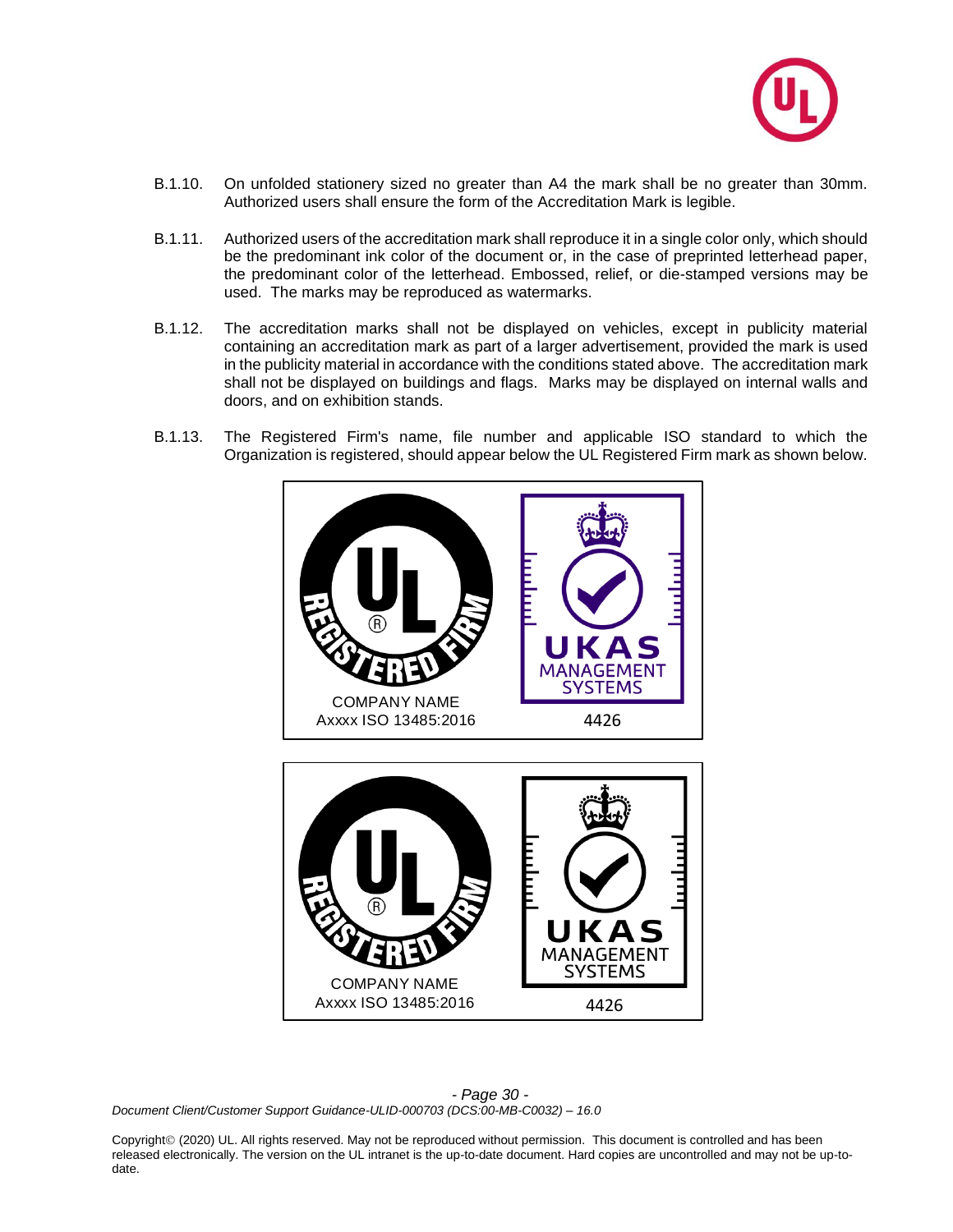B.1.10. On unfolded stationery sized no greater than A4 the mark shall be no greater than 30mm. Authorized users shall ensure the form of the Accreditation Mark is legible.

B.1.11. Authorized users of the accreditation mark shall reproduce it in a single color only, which should be the predominant ink color of the document or, in the case of preprinted letterhead paper, the predominant color of the letterhead. Embossed, relief, or die-stamped versions may be used. The marks may be reproduced as watermarks.

B.1.12. The accreditation marks shall not be displayed on vehicles, except in publicity material containing an accreditation mark as part of a larger advertisement, provided the mark is used in the publicity material in accordance with the conditions stated above. The accreditation mark shall not be displayed on buildings and flags. Marks may be displayed on internal walls and doors, and on exhibition stands.

B.1.13. The Registered Firm's name, file number and applicable ISO standard to which the Organization is registered, should appear below the UL Registered Firm mark as shown below.

COMPANY NAME
Axxxx ISO 13485:2016

4426

COMPANY NAME
Axxxx ISO 13485:2016

4426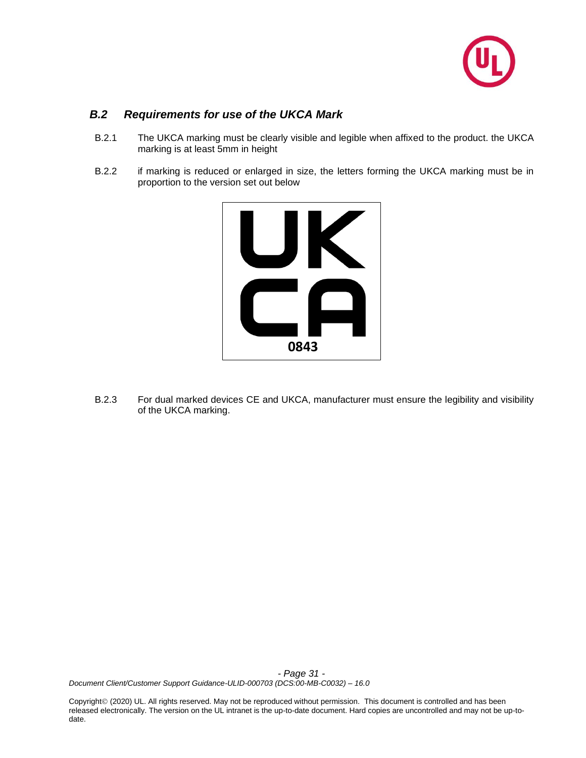## *B.2 Requirements for use of the UKCA Mark*

B.2.1 The UKCA marking must be clearly visible and legible when affixed to the product. the UKCA marking is at least 5mm in height

B.2.2 if marking is reduced or enlarged in size, the letters forming the UKCA marking must be in proportion to the version set out below

UK
CA
0843

B.2.3 For dual marked devices CE and UKCA, manufacturer must ensure the legibility and visibility of the UKCA marking.